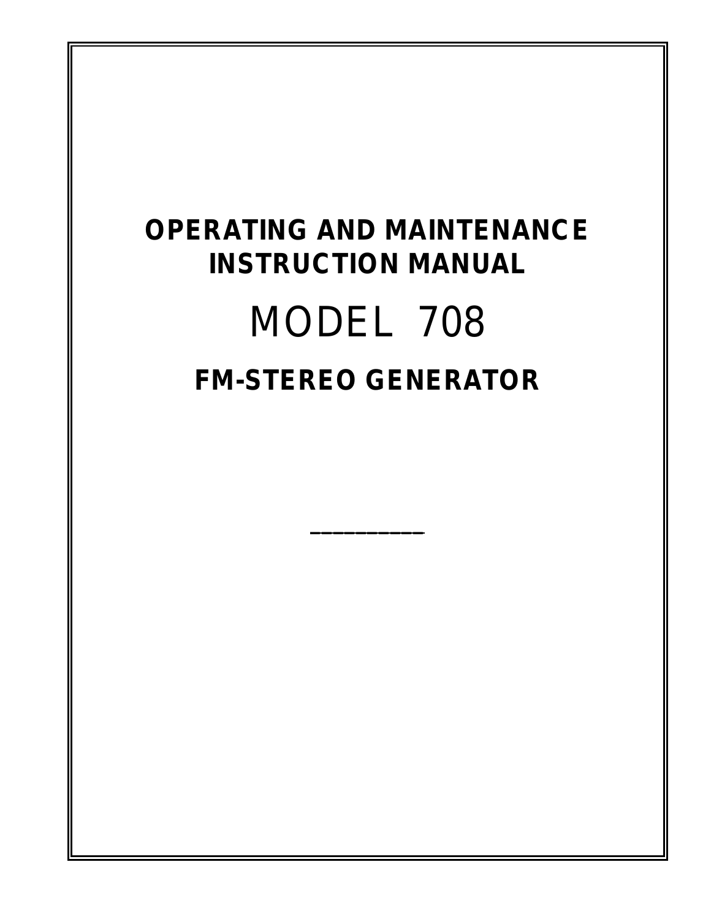# OPERATING AND MAINTENANCE INSTRUCTION MANUAL

# MODEL 708

## FM-STEREO GENERATOR

---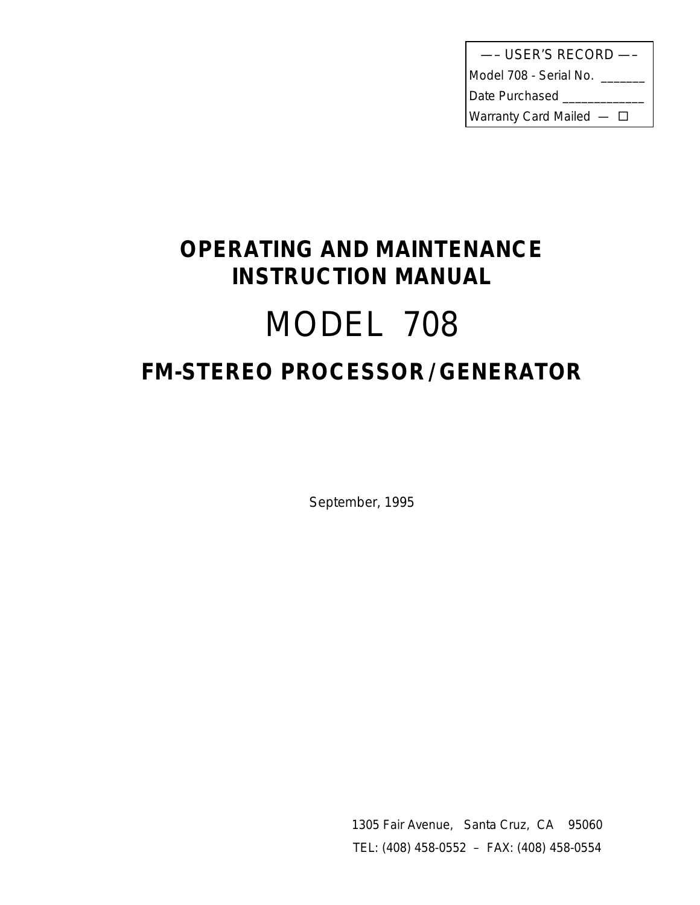| —– USER'S RECORD —– |
| --- |
| Model 708 - Serial No. _______ |
| Date Purchased _____________ |
| Warranty Card Mailed — ☐ |

# OPERATING AND MAINTENANCE INSTRUCTION MANUAL

# MODEL 708

## FM-STEREO PROCESSOR / GENERATOR

September, 1995

1305 Fair Avenue, Santa Cruz, CA 95060

TEL: (408) 458-0552 – FAX: (408) 458-0554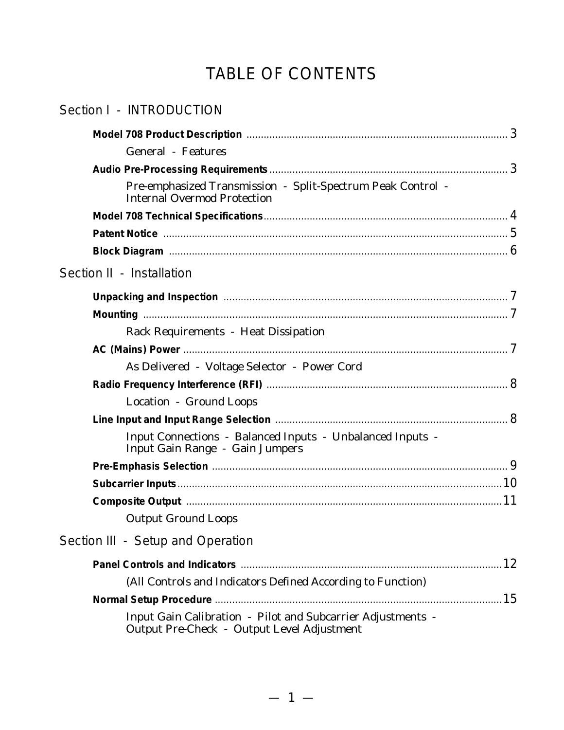# TABLE OF CONTENTS

## Section I - INTRODUCTION

**Model 708 Product Description** .......... 3

General - Features

**Audio Pre-Processing Requirements** .......... 3

Pre-emphasized Transmission - Split-Spectrum Peak Control - Internal Overmod Protection

**Model 708 Technical Specifications** .......... 4

**Patent Notice** .......... 5

**Block Diagram** .......... 6

## Section II - Installation

**Unpacking and Inspection** .......... 7

**Mounting** .......... 7

Rack Requirements - Heat Dissipation

**AC (Mains) Power** .......... 7

As Delivered - Voltage Selector - Power Cord

**Radio Frequency Interference (RFI)** .......... 8

Location - Ground Loops

**Line Input and Input Range Selection** .......... 8

Input Connections - Balanced Inputs - Unbalanced Inputs - Input Gain Range - Gain Jumpers

**Pre-Emphasis Selection** .......... 9

**Subcarrier Inputs** .......... 10

**Composite Output** .......... 11

Output Ground Loops

## Section III - Setup and Operation

**Panel Controls and Indicators** .......... 12

(All Controls and Indicators Defined According to Function)

**Normal Setup Procedure** .......... 15

Input Gain Calibration - Pilot and Subcarrier Adjustments - Output Pre-Check - Output Level Adjustment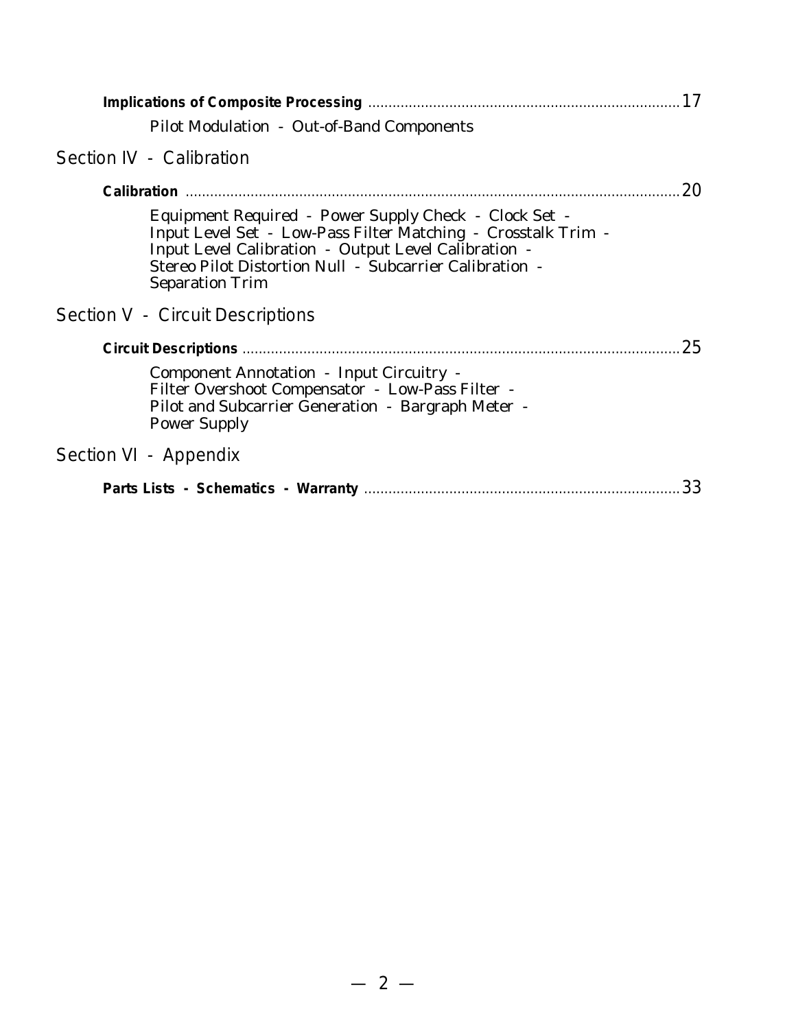**Implications of Composite Processing** ............................................................................ 17

Pilot Modulation - Out-of-Band Components

## Section IV - Calibration

**Calibration** ........................................................................................................................ 20

Equipment Required - Power Supply Check - Clock Set -
Input Level Set - Low-Pass Filter Matching - Crosstalk Trim -
Input Level Calibration - Output Level Calibration -
Stereo Pilot Distortion Null - Subcarrier Calibration -
Separation Trim

## Section V - Circuit Descriptions

**Circuit Descriptions** ......................................................................................................... 25

Component Annotation - Input Circuitry -
Filter Overshoot Compensator - Low-Pass Filter -
Pilot and Subcarrier Generation - Bargraph Meter -
Power Supply

## Section VI - Appendix

**Parts Lists - Schematics - Warranty** ............................................................................ 33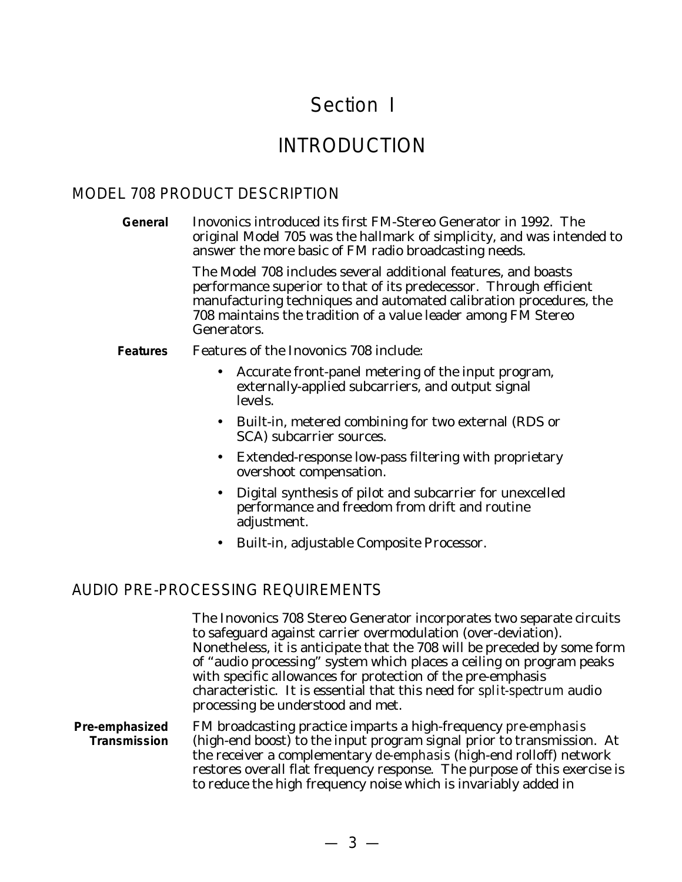# Section I

# INTRODUCTION

## MODEL 708 PRODUCT DESCRIPTION

**General** Inovonics introduced its first FM-Stereo Generator in 1992. The original Model 705 was the hallmark of simplicity, and was intended to answer the more basic of FM radio broadcasting needs.

The Model 708 includes several additional features, and boasts performance superior to that of its predecessor. Through efficient manufacturing techniques and automated calibration procedures, the 708 maintains the tradition of a value leader among FM Stereo Generators.

**Features** Features of the Inovonics 708 include:

- Accurate front-panel metering of the input program, externally-applied subcarriers, and output signal levels.
- Built-in, metered combining for two external (RDS or SCA) subcarrier sources.
- Extended-response low-pass filtering with proprietary overshoot compensation.
- Digital synthesis of pilot and subcarrier for unexcelled performance and freedom from drift and routine adjustment.
- Built-in, adjustable Composite Processor.

## AUDIO PRE-PROCESSING REQUIREMENTS

The Inovonics 708 Stereo Generator incorporates two separate circuits to safeguard against carrier overmodulation (over-deviation). Nonetheless, it is anticipate that the 708 will be preceded by some form of “audio processing” system which places a ceiling on program peaks with specific allowances for protection of the pre-emphasis characteristic. It is essential that this need for *split-spectrum* audio processing be understood and met.

**Pre-emphasized Transmission** FM broadcasting practice imparts a high-frequency *pre-emphasis* (high-end boost) to the input program signal prior to transmission. At the receiver a complementary *de-emphasis* (high-end rolloff) network restores overall flat frequency response. The purpose of this exercise is to reduce the high frequency noise which is invariably added in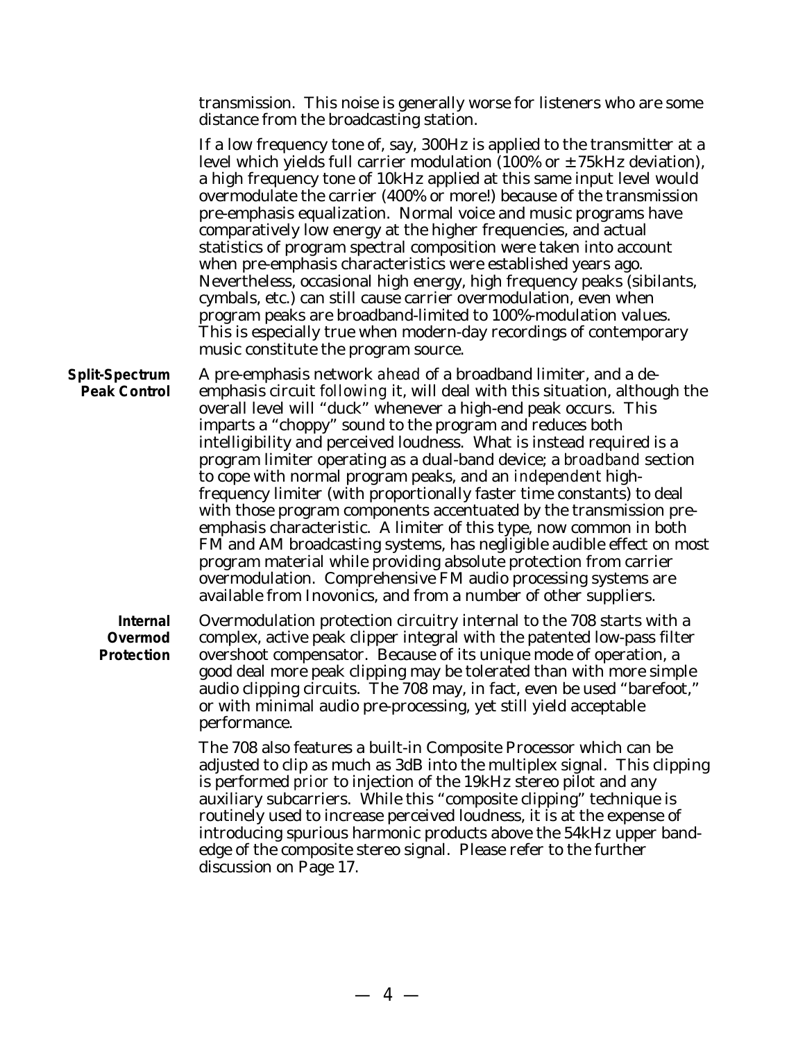transmission. This noise is generally worse for listeners who are some distance from the broadcasting station.

If a low frequency tone of, say, 300Hz is applied to the transmitter at a level which yields full carrier modulation (100% or ±75kHz deviation), a high frequency tone of 10kHz applied at this same input level would overmodulate the carrier (400% or more!) because of the transmission pre-emphasis equalization. Normal voice and music programs have comparatively low energy at the higher frequencies, and actual statistics of program spectral composition were taken into account when pre-emphasis characteristics were established years ago. Nevertheless, occasional high energy, high frequency peaks (sibilants, cymbals, etc.) can still cause carrier overmodulation, even when program peaks are broadband-limited to 100%-modulation values. This is especially true when modern-day recordings of contemporary music constitute the program source.

**Split-Spectrum Peak Control**

A pre-emphasis network *ahead* of a broadband limiter, and a de-emphasis circuit *following* it, will deal with this situation, although the overall level will "duck" whenever a high-end peak occurs. This imparts a "choppy" sound to the program and reduces both intelligibility and perceived loudness. What is instead required is a program limiter operating as a dual-band device; a *broadband* section to cope with normal program peaks, and an *independent* high-frequency limiter (with proportionally faster time constants) to deal with those program components accentuated by the transmission pre-emphasis characteristic. A limiter of this type, now common in both FM and AM broadcasting systems, has negligible audible effect on most program material while providing absolute protection from carrier overmodulation. Comprehensive FM audio processing systems are available from Inovonics, and from a number of other suppliers.

**Internal Overmod Protection**

Overmodulation protection circuitry internal to the 708 starts with a complex, active peak clipper integral with the patented low-pass filter overshoot compensator. Because of its unique mode of operation, a good deal more peak clipping may be tolerated than with more simple audio clipping circuits. The 708 may, in fact, even be used "barefoot," or with minimal audio pre-processing, yet still yield acceptable performance.

The 708 also features a built-in Composite Processor which can be adjusted to clip as much as 3dB into the multiplex signal. This clipping is performed *prior* to injection of the 19kHz stereo pilot and any auxiliary subcarriers. While this "composite clipping" technique is routinely used to increase perceived loudness, it is at the expense of introducing spurious harmonic products above the 54kHz upper band-edge of the composite stereo signal. Please refer to the further discussion on Page 17.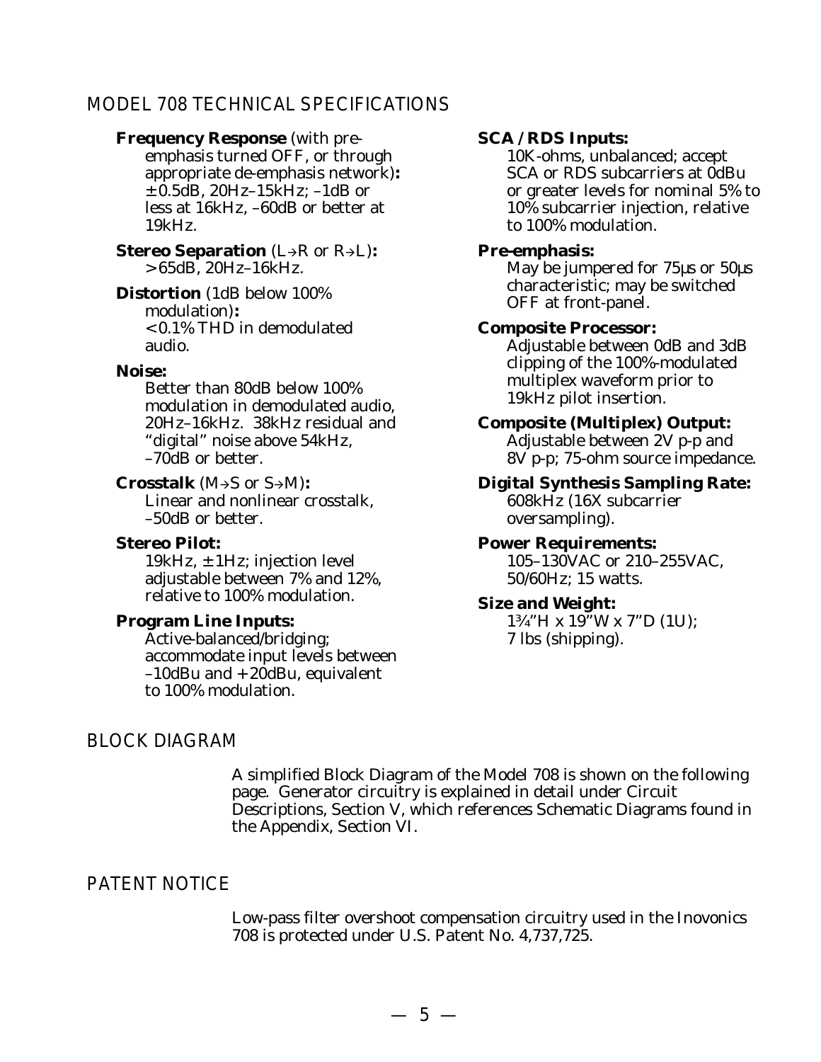## MODEL 708 TECHNICAL SPECIFICATIONS

**Frequency Response** (with pre-emphasis turned OFF, or through appropriate de-emphasis network)**:**
±0.5dB, 20Hz–15kHz; –1dB or less at 16kHz, –60dB or better at 19kHz.

**Stereo Separation** (L→R or R→L)**:**
>65dB, 20Hz–16kHz.

**Distortion** (1dB below 100% modulation)**:**
<0.1% THD in demodulated audio.

**Noise:**
Better than 80dB below 100% modulation in demodulated audio, 20Hz–16kHz. 38kHz residual and "digital" noise above 54kHz, –70dB or better.

**Crosstalk** (M→S or S→M)**:**
Linear and nonlinear crosstalk, –50dB or better.

**Stereo Pilot:**
19kHz, ±1Hz; injection level adjustable between 7% and 12%, relative to 100% modulation.

**Program Line Inputs:**
Active-balanced/bridging; accommodate input levels between –10dBu and +20dBu, equivalent to 100% modulation.

**SCA / RDS Inputs:**
10K-ohms, unbalanced; accept SCA or RDS subcarriers at 0dBu or greater levels for nominal 5% to 10% subcarrier injection, relative to 100% modulation.

**Pre-emphasis:**
May be jumpered for 75µs or 50µs characteristic; may be switched OFF at front-panel.

**Composite Processor:**
Adjustable between 0dB and 3dB clipping of the 100%-modulated multiplex waveform prior to 19kHz pilot insertion.

**Composite (Multiplex) Output:**
Adjustable between 2V p-p and 8V p-p; 75-ohm source impedance.

**Digital Synthesis Sampling Rate:**
608kHz (16X subcarrier oversampling).

**Power Requirements:**
105–130VAC or 210–255VAC, 50/60Hz; 15 watts.

**Size and Weight:**
1¾"H x 19"W x 7"D (1U); 7 lbs (shipping).

## BLOCK DIAGRAM

A simplified Block Diagram of the Model 708 is shown on the following page. Generator circuitry is explained in detail under Circuit Descriptions, Section V, which references Schematic Diagrams found in the Appendix, Section VI.

## PATENT NOTICE

Low-pass filter overshoot compensation circuitry used in the Inovonics 708 is protected under U.S. Patent No. 4,737,725.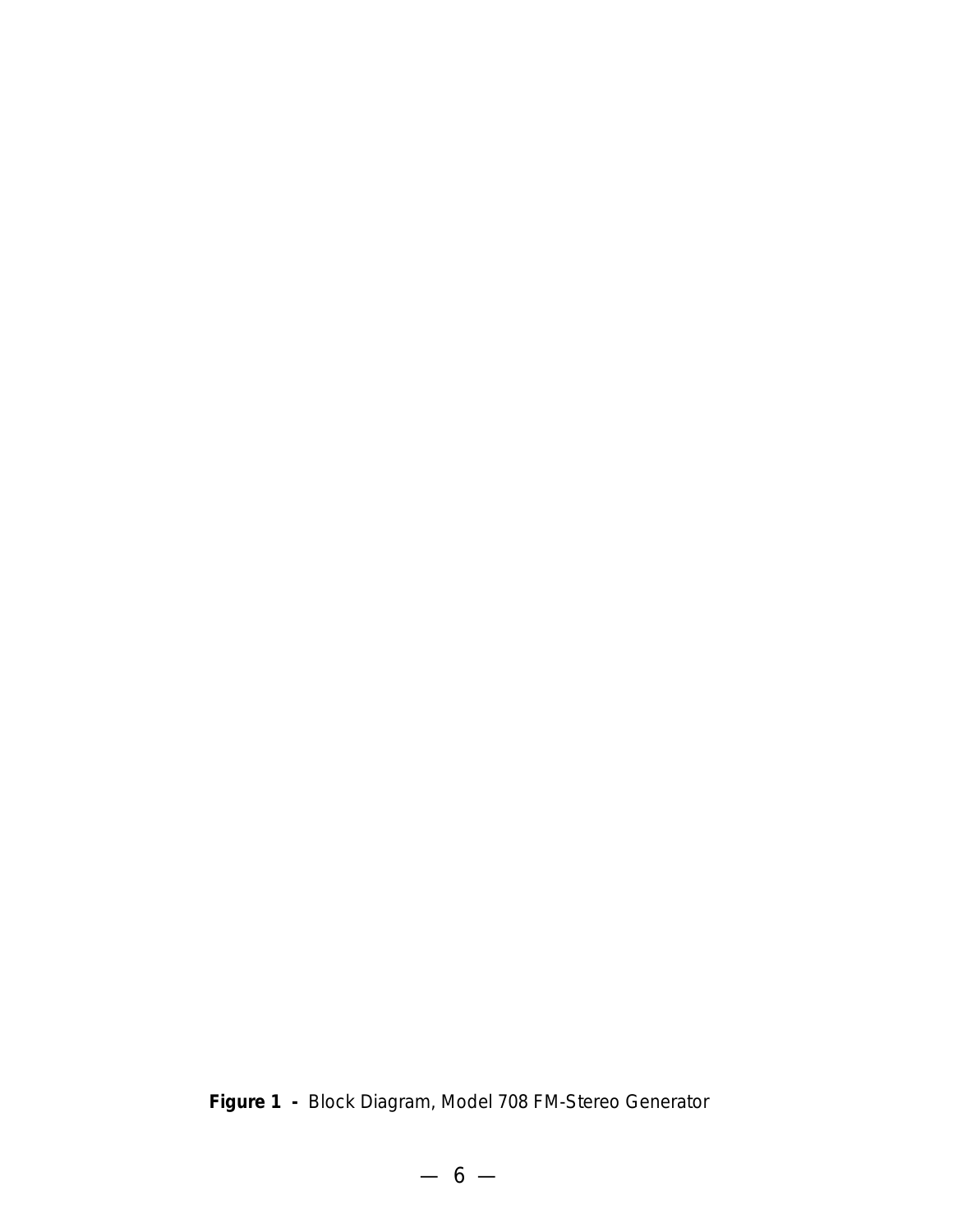**Figure 1 -** Block Diagram, Model 708 FM-Stereo Generator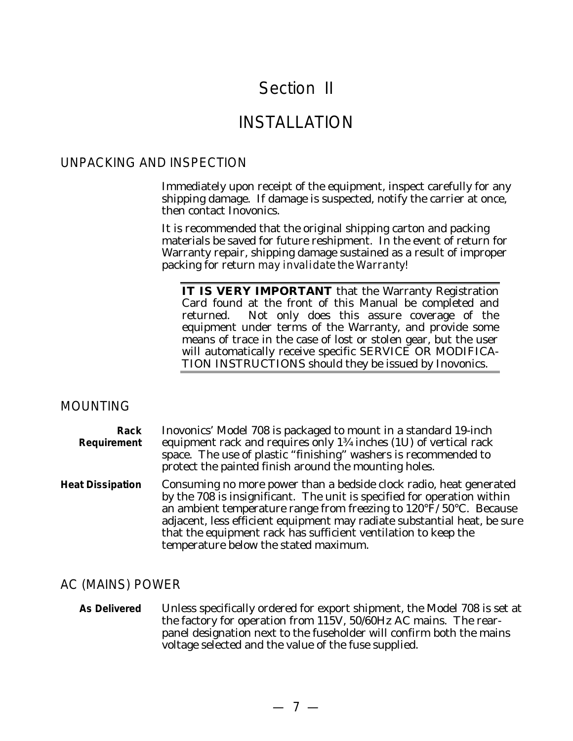# Section II

# INSTALLATION

## UNPACKING AND INSPECTION

Immediately upon receipt of the equipment, inspect carefully for any shipping damage. If damage is suspected, notify the carrier at once, then contact Inovonics.

It is recommended that the original shipping carton and packing materials be saved for future reshipment. In the event of return for Warranty repair, shipping damage sustained as a result of improper packing for return *may invalidate the Warranty!*

**IT IS VERY IMPORTANT** that the Warranty Registration Card found at the front of this Manual be completed and returned. Not only does this assure coverage of the equipment under terms of the Warranty, and provide some means of trace in the case of lost or stolen gear, but the user will automatically receive specific SERVICE OR MODIFICATION INSTRUCTIONS should they be issued by Inovonics.

## MOUNTING

**Rack Requirement** Inovonics' Model 708 is packaged to mount in a standard 19-inch equipment rack and requires only 1¾ inches (1U) of vertical rack space. The use of plastic "finishing" washers is recommended to protect the painted finish around the mounting holes.

**Heat Dissipation** Consuming no more power than a bedside clock radio, heat generated by the 708 is insignificant. The unit is specified for operation within an ambient temperature range from freezing to 120°F/50°C. Because adjacent, less efficient equipment may radiate substantial heat, be sure that the equipment rack has sufficient ventilation to keep the temperature below the stated maximum.

## AC (MAINS) POWER

**As Delivered** Unless specifically ordered for export shipment, the Model 708 is set at the factory for operation from 115V, 50/60Hz AC mains. The rear-panel designation next to the fuseholder will confirm both the mains voltage selected and the value of the fuse supplied.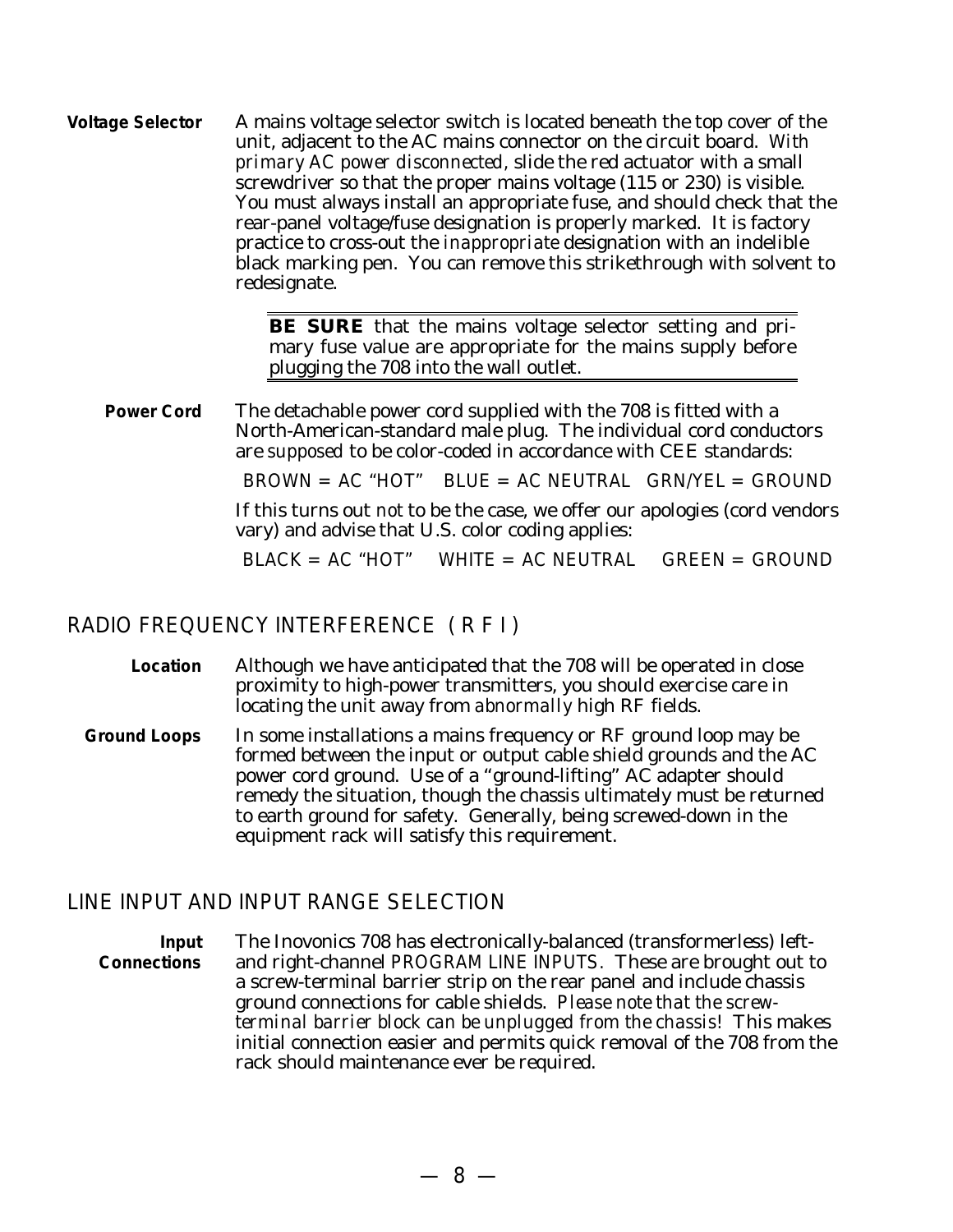**Voltage Selector** A mains voltage selector switch is located beneath the top cover of the unit, adjacent to the AC mains connector on the circuit board. *With primary AC power disconnected,* slide the red actuator with a small screwdriver so that the proper mains voltage (115 or 230) is visible. You must always install an appropriate fuse, and should check that the rear-panel voltage/fuse designation is properly marked. It is factory practice to cross-out the *inappropriate* designation with an indelible black marking pen. You can remove this strikethrough with solvent to redesignate.

> **BE SURE** that the mains voltage selector setting and primary fuse value are appropriate for the mains supply before plugging the 708 into the wall outlet.

**Power Cord** The detachable power cord supplied with the 708 is fitted with a North-American-standard male plug. The individual cord conductors are *supposed* to be color-coded in accordance with CEE standards:

BROWN = AC "HOT" BLUE = AC NEUTRAL GRN/YEL = GROUND

If this turns out *not* to be the case, we offer our apologies (cord vendors vary) and advise that U.S. color coding applies:

BLACK = AC "HOT" WHITE = AC NEUTRAL GREEN = GROUND

## RADIO FREQUENCY INTERFERENCE (R F I)

**Location** Although we have anticipated that the 708 will be operated in close proximity to high-power transmitters, you should exercise care in locating the unit away from *abnormally* high RF fields.

**Ground Loops** In some installations a mains frequency or RF ground loop may be formed between the input or output cable shield grounds and the AC power cord ground. Use of a "ground-lifting" AC adapter should remedy the situation, though the chassis ultimately must be returned to earth ground for safety. Generally, being screwed-down in the equipment rack will satisfy this requirement.

## LINE INPUT AND INPUT RANGE SELECTION

**Input Connections** The Inovonics 708 has electronically-balanced (transformerless) left- and right-channel PROGRAM LINE INPUTS. These are brought out to a screw-terminal barrier strip on the rear panel and include chassis ground connections for cable shields. *Please note that the screw-terminal barrier block can be unplugged from the chassis!* This makes initial connection easier and permits quick removal of the 708 from the rack should maintenance ever be required.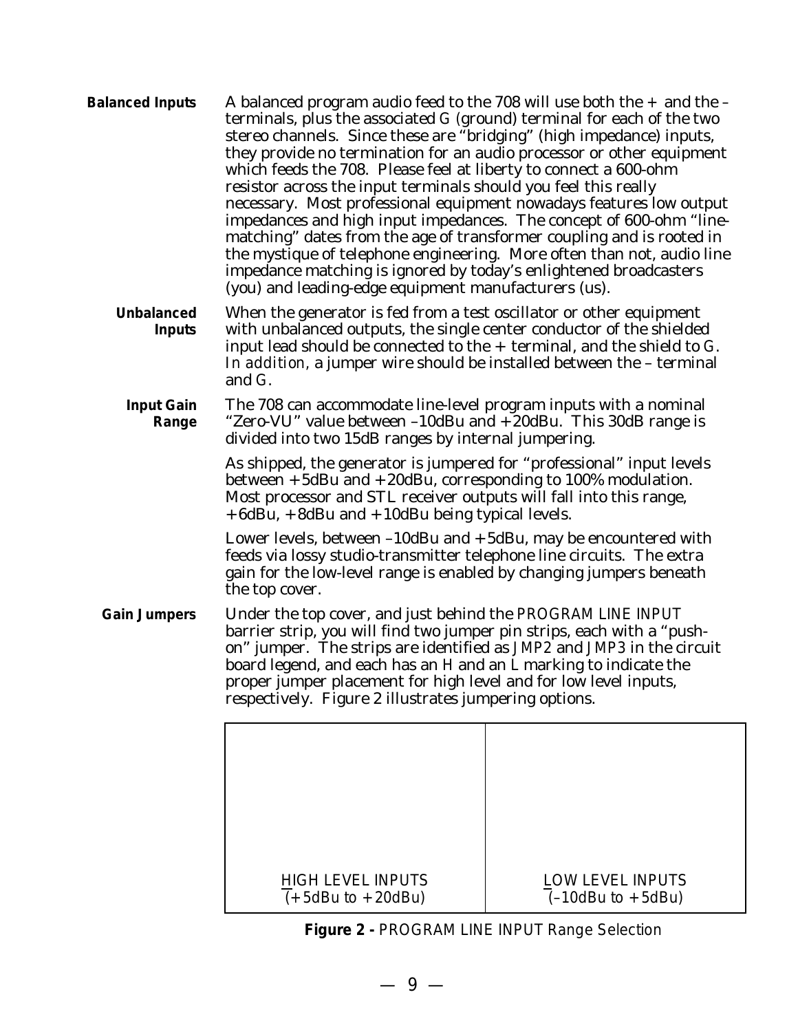**Balanced Inputs** A balanced program audio feed to the 708 will use both the + and the – terminals, plus the associated G (ground) terminal for each of the two stereo channels. Since these are "bridging" (high impedance) inputs, they provide no termination for an audio processor or other equipment which feeds the 708. Please feel at liberty to connect a 600-ohm resistor across the input terminals should you feel this really necessary. Most professional equipment nowadays features low output impedances and high input impedances. The concept of 600-ohm "line-matching" dates from the age of transformer coupling and is rooted in the mystique of telephone engineering. More often than not, audio line impedance matching is ignored by today's enlightened broadcasters (you) and leading-edge equipment manufacturers (us).

**Unbalanced Inputs** When the generator is fed from a test oscillator or other equipment with unbalanced outputs, the single center conductor of the shielded input lead should be connected to the + terminal, and the shield to G. *In addition*, a jumper wire should be installed between the – terminal and G.

**Input Gain Range** The 708 can accommodate line-level program inputs with a nominal "Zero-VU" value between –10dBu and +20dBu. This 30dB range is divided into two 15dB ranges by internal jumpering.

As shipped, the generator is jumpered for "professional" input levels between +5dBu and +20dBu, corresponding to 100% modulation. Most processor and STL receiver outputs will fall into this range, +6dBu, +8dBu and +10dBu being typical levels.

Lower levels, between –10dBu and +5dBu, may be encountered with feeds via lossy studio-transmitter telephone line circuits. The extra gain for the low-level range is enabled by changing jumpers beneath the top cover.

**Gain Jumpers** Under the top cover, and just behind the PROGRAM LINE INPUT barrier strip, you will find two jumper pin strips, each with a "push-on" jumper. The strips are identified as JMP2 and JMP3 in the circuit board legend, and each has an H and an L marking to indicate the proper jumper placement for high level and for low level inputs, respectively. Figure 2 illustrates jumpering options.

| HIGH LEVEL INPUTS (+5dBu to +20dBu) | LOW LEVEL INPUTS (–10dBu to +5dBu) |
|---|---|

**Figure 2 -** PROGRAM LINE INPUT Range Selection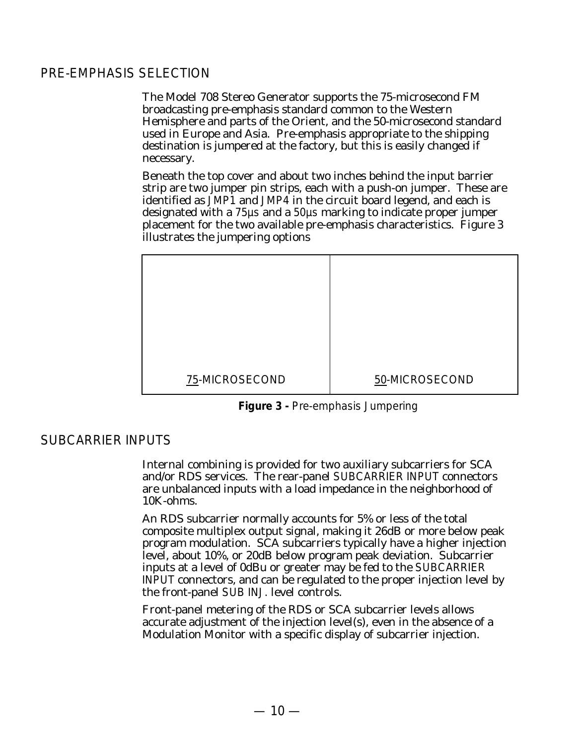## PRE-EMPHASIS SELECTION

The Model 708 Stereo Generator supports the 75-microsecond FM broadcasting pre-emphasis standard common to the Western Hemisphere and parts of the Orient, and the 50-microsecond standard used in Europe and Asia. Pre-emphasis appropriate to the shipping destination is jumpered at the factory, but this is easily changed if necessary.

Beneath the top cover and about two inches behind the input barrier strip are two jumper pin strips, each with a push-on jumper. These are identified as *JMP1* and *JMP4* in the circuit board legend, and each is designated with a *75µs* and a *50µs* marking to indicate proper jumper placement for the two available pre-emphasis characteristics. Figure 3 illustrates the jumpering options

| 75-MICROSECOND | 50-MICROSECOND |
|---|---|

**Figure 3 -** Pre-emphasis Jumpering

## SUBCARRIER INPUTS

Internal combining is provided for two auxiliary subcarriers for SCA and/or RDS services. The rear-panel *SUBCARRIER INPUT* connectors are unbalanced inputs with a load impedance in the neighborhood of 10K-ohms.

An RDS subcarrier normally accounts for 5% or less of the total composite multiplex output signal, making it 26dB or more below peak program modulation. SCA subcarriers typically have a higher injection level, about 10%, or 20dB below program peak deviation. Subcarrier inputs at a level of 0dBu or greater may be fed to the *SUBCARRIER INPUT* connectors, and can be regulated to the proper injection level by the front-panel *SUB INJ.* level controls.

Front-panel metering of the RDS or SCA subcarrier levels allows accurate adjustment of the injection level(s), even in the absence of a Modulation Monitor with a specific display of subcarrier injection.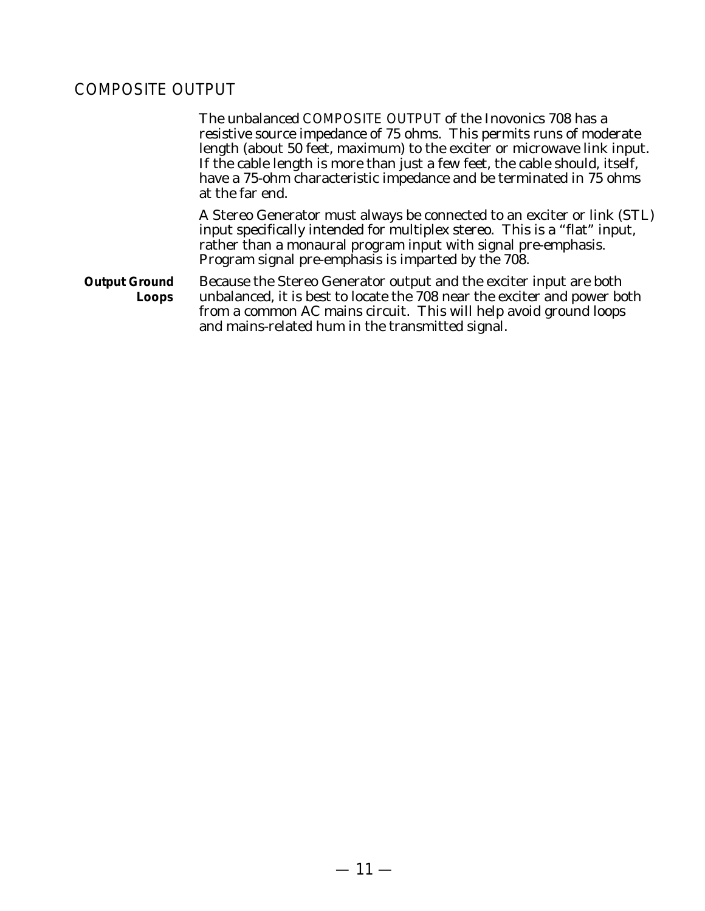## COMPOSITE OUTPUT

The unbalanced *COMPOSITE OUTPUT* of the Inovonics 708 has a resistive source impedance of 75 ohms. This permits runs of moderate length (about 50 feet, maximum) to the exciter or microwave link input. If the cable length is more than just a few feet, the cable should, itself, have a 75-ohm characteristic impedance and be terminated in 75 ohms at the far end.

A Stereo Generator must always be connected to an exciter or link (STL) input specifically intended for multiplex stereo. This is a "flat" input, rather than a monaural program input with signal pre-emphasis. Program signal pre-emphasis is imparted by the 708.

***Output Ground Loops*** Because the Stereo Generator output and the exciter input are both unbalanced, it is best to locate the 708 near the exciter and power both from a common AC mains circuit. This will help avoid ground loops and mains-related hum in the transmitted signal.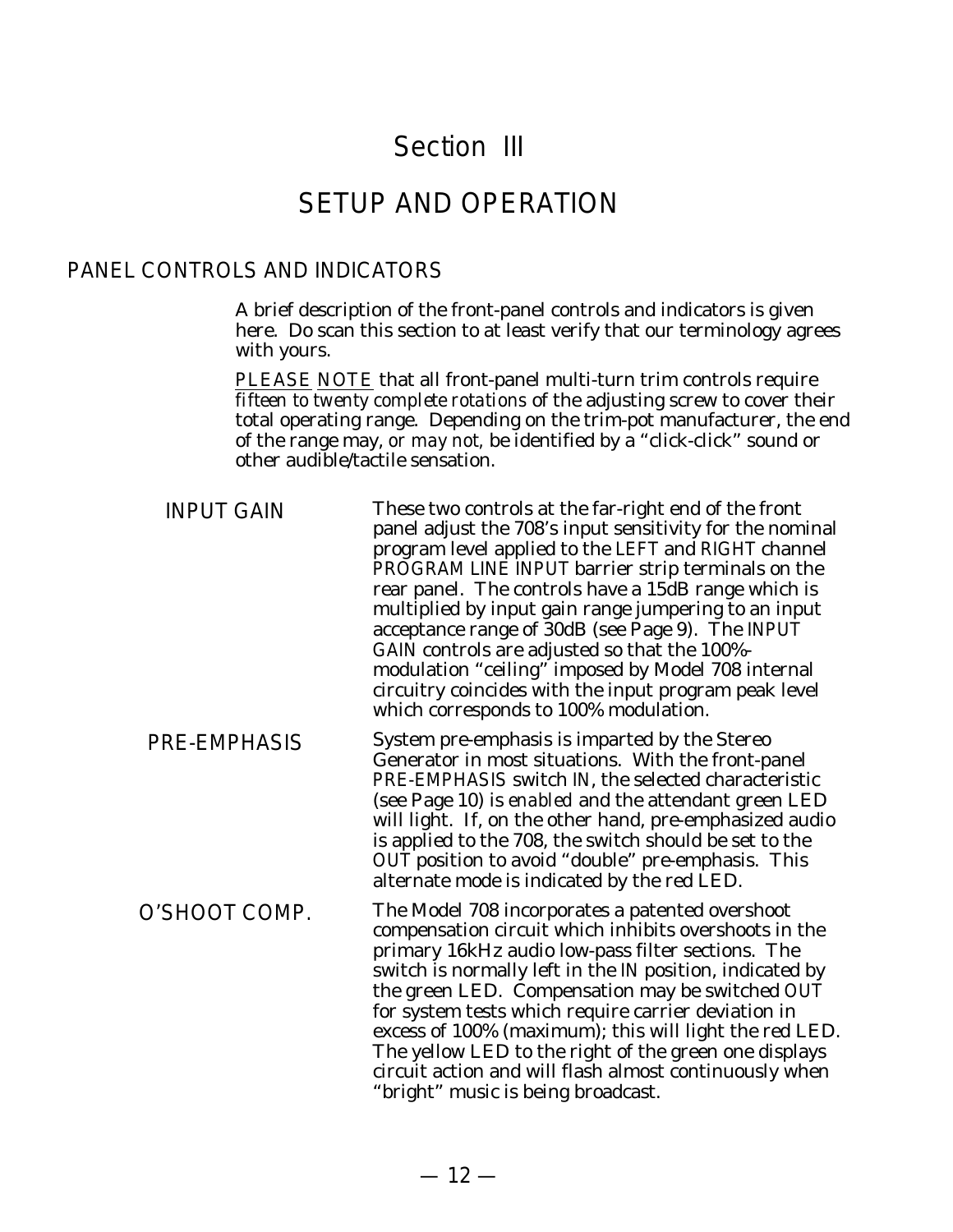# Section III

# SETUP AND OPERATION

## PANEL CONTROLS AND INDICATORS

A brief description of the front-panel controls and indicators is given here. Do scan this section to at least verify that our terminology agrees with yours.

PLEASE NOTE that all front-panel multi-turn trim controls require *fifteen to twenty complete rotations* of the adjusting screw to cover their total operating range. Depending on the trim-pot manufacturer, the end of the range may, *or may not*, be identified by a "click-click" sound or other audible/tactile sensation.

### INPUT GAIN

These two controls at the far-right end of the front panel adjust the 708's input sensitivity for the nominal program level applied to the LEFT and RIGHT channel PROGRAM LINE INPUT barrier strip terminals on the rear panel. The controls have a 15dB range which is multiplied by input gain range jumpering to an input acceptance range of 30dB (see Page 9). The INPUT GAIN controls are adjusted so that the 100%-modulation "ceiling" imposed by Model 708 internal circuitry coincides with the input program peak level which corresponds to 100% modulation.

### PRE-EMPHASIS

System pre-emphasis is imparted by the Stereo Generator in most situations. With the front-panel PRE-EMPHASIS switch IN, the selected characteristic (see Page 10) is *enabled* and the attendant green LED will light. If, on the other hand, pre-emphasized audio is applied to the 708, the switch should be set to the OUT position to avoid "double" pre-emphasis. This alternate mode is indicated by the red LED.

### O'SHOOT COMP.

The Model 708 incorporates a patented overshoot compensation circuit which inhibits overshoots in the primary 16kHz audio low-pass filter sections. The switch is normally left in the IN position, indicated by the green LED. Compensation may be switched OUT for system tests which require carrier deviation in excess of 100% (maximum); this will light the red LED. The yellow LED to the right of the green one displays circuit action and will flash almost continuously when "bright" music is being broadcast.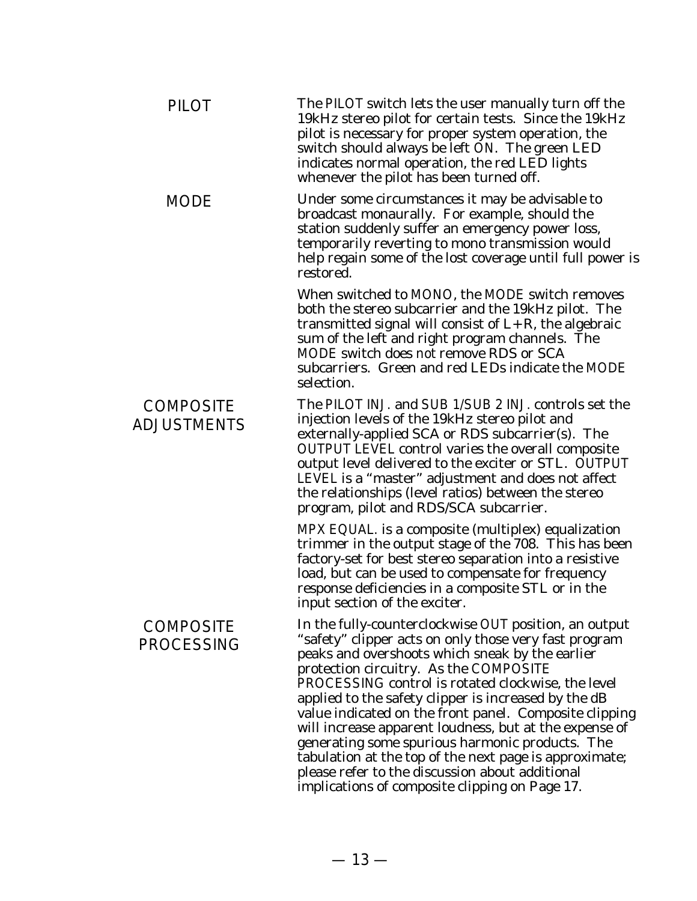### PILOT

The *PILOT* switch lets the user manually turn off the 19kHz stereo pilot for certain tests. Since the 19kHz pilot is necessary for proper system operation, the switch should always be left *ON*. The green LED indicates normal operation, the red LED lights whenever the pilot has been turned off.

### MODE

Under some circumstances it may be advisable to broadcast monaurally. For example, should the station suddenly suffer an emergency power loss, temporarily reverting to mono transmission would help regain some of the lost coverage until full power is restored.

When switched to *MONO*, the *MODE* switch removes both the stereo subcarrier and the 19kHz pilot. The transmitted signal will consist of L+R, the algebraic sum of the left and right program channels. The *MODE* switch does *not* remove RDS or SCA subcarriers. Green and red LEDs indicate the *MODE* selection.

### COMPOSITE ADJUSTMENTS

The *PILOT INJ.* and *SUB 1/SUB 2 INJ.* controls set the injection levels of the 19kHz stereo pilot and externally-applied SCA or RDS subcarrier(s). The *OUTPUT LEVEL* control varies the overall composite output level delivered to the exciter or STL. *OUTPUT LEVEL* is a "master" adjustment and does not affect the relationships (level ratios) between the stereo program, pilot and RDS/SCA subcarrier.

*MPX EQUAL.* is a composite (multiplex) equalization trimmer in the output stage of the 708. This has been factory-set for best stereo separation into a resistive load, but can be used to compensate for frequency response deficiencies in a composite STL or in the input section of the exciter.

### COMPOSITE PROCESSING

In the fully-counterclockwise *OUT* position, an output "safety" clipper acts on only those very fast program peaks and overshoots which sneak by the earlier protection circuitry. As the *COMPOSITE PROCESSING* control is rotated clockwise, the level applied to the safety clipper is increased by the dB value indicated on the front panel. Composite clipping will increase apparent loudness, but at the expense of generating some spurious harmonic products. The tabulation at the top of the next page is approximate; please refer to the discussion about additional implications of composite clipping on Page 17.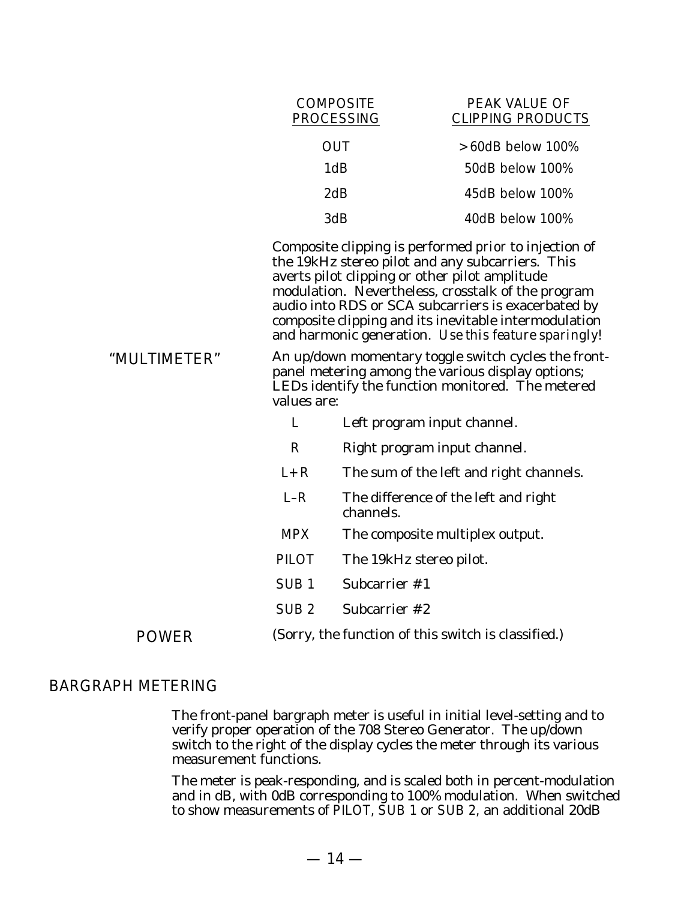| COMPOSITE PROCESSING | PEAK VALUE OF CLIPPING PRODUCTS |
|---|---|
| OUT | >60dB below 100% |
| 1dB | 50dB below 100% |
| 2dB | 45dB below 100% |
| 3dB | 40dB below 100% |

Composite clipping is performed *prior* to injection of the 19kHz stereo pilot and any subcarriers. This averts pilot clipping or other pilot amplitude modulation. Nevertheless, crosstalk of the program audio into RDS or SCA subcarriers is exacerbated by composite clipping and its inevitable intermodulation and harmonic generation. *Use this feature sparingly!*

"MULTIMETER"

An up/down momentary toggle switch cycles the front-panel metering among the various display options; LEDs identify the function monitored. The metered values are:

| | |
|---|---|
| L | Left program input channel. |
| R | Right program input channel. |
| L+R | The sum of the left and right channels. |
| L–R | The difference of the left and right channels. |
| MPX | The composite multiplex output. |
| PILOT | The 19kHz stereo pilot. |
| SUB 1 | Subcarrier #1 |
| SUB 2 | Subcarrier #2 |

POWER

(Sorry, the function of this switch is classified.)

## BARGRAPH METERING

The front-panel bargraph meter is useful in initial level-setting and to verify proper operation of the 708 Stereo Generator. The up/down switch to the right of the display cycles the meter through its various measurement functions.

The meter is peak-responding, and is scaled both in percent-modulation and in dB, with 0dB corresponding to 100% modulation. When switched to show measurements of PILOT, SUB 1 or SUB 2, an additional 20dB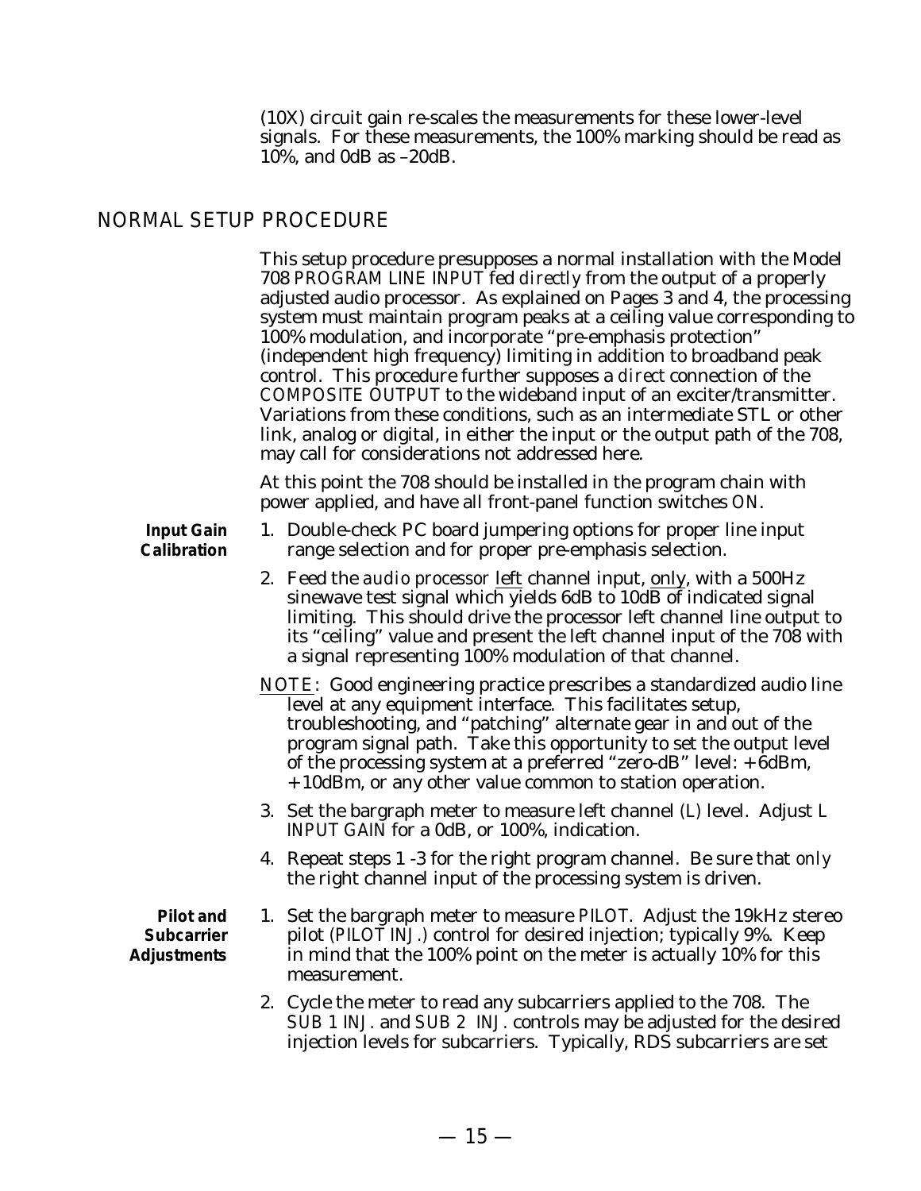(10X) circuit gain re-scales the measurements for these lower-level signals. For these measurements, the 100% marking should be read as 10%, and 0dB as –20dB.

## NORMAL SETUP PROCEDURE

This setup procedure presupposes a normal installation with the Model 708 *PROGRAM LINE INPUT* fed *directly* from the output of a properly adjusted audio processor. As explained on Pages 3 and 4, the processing system must maintain program peaks at a ceiling value corresponding to 100% modulation, and incorporate "pre-emphasis protection" (independent high frequency) limiting in addition to broadband peak control. This procedure further supposes a *direct* connection of the *COMPOSITE OUTPUT* to the wideband input of an exciter/transmitter. Variations from these conditions, such as an intermediate STL or other link, analog or digital, in either the input or the output path of the 708, may call for considerations not addressed here.

At this point the 708 should be installed in the program chain with power applied, and have all front-panel function switches *ON*.

**Input Gain Calibration**

1. Double-check PC board jumpering options for proper line input range selection and for proper pre-emphasis selection.
2. Feed the *audio processor* left channel input, only, with a 500Hz sinewave test signal which yields 6dB to 10dB of indicated signal limiting. This should drive the processor left channel line output to its "ceiling" value and present the left channel input of the 708 with a signal representing 100% modulation of that channel.

*NOTE*: Good engineering practice prescribes a standardized audio line level at any equipment interface. This facilitates setup, troubleshooting, and "patching" alternate gear in and out of the program signal path. Take this opportunity to set the output level of the processing system at a preferred "zero-dB" level: +6dBm, +10dBm, or any other value common to station operation.

3. Set the bargraph meter to measure left channel *(L)* level. Adjust *L INPUT GAIN* for a 0dB, or 100%, indication.
4. Repeat steps 1 -3 for the right program channel. Be sure that *only* the right channel input of the processing system is driven.

**Pilot and Subcarrier Adjustments**

1. Set the bargraph meter to measure *PILOT*. Adjust the 19kHz stereo pilot *(PILOT INJ.)* control for desired injection; typically 9%. Keep in mind that the 100% point on the meter is actually 10% for this measurement.
2. Cycle the meter to read any subcarriers applied to the 708. The *SUB 1 INJ.* and *SUB 2 INJ.* controls may be adjusted for the desired injection levels for subcarriers. Typically, RDS subcarriers are set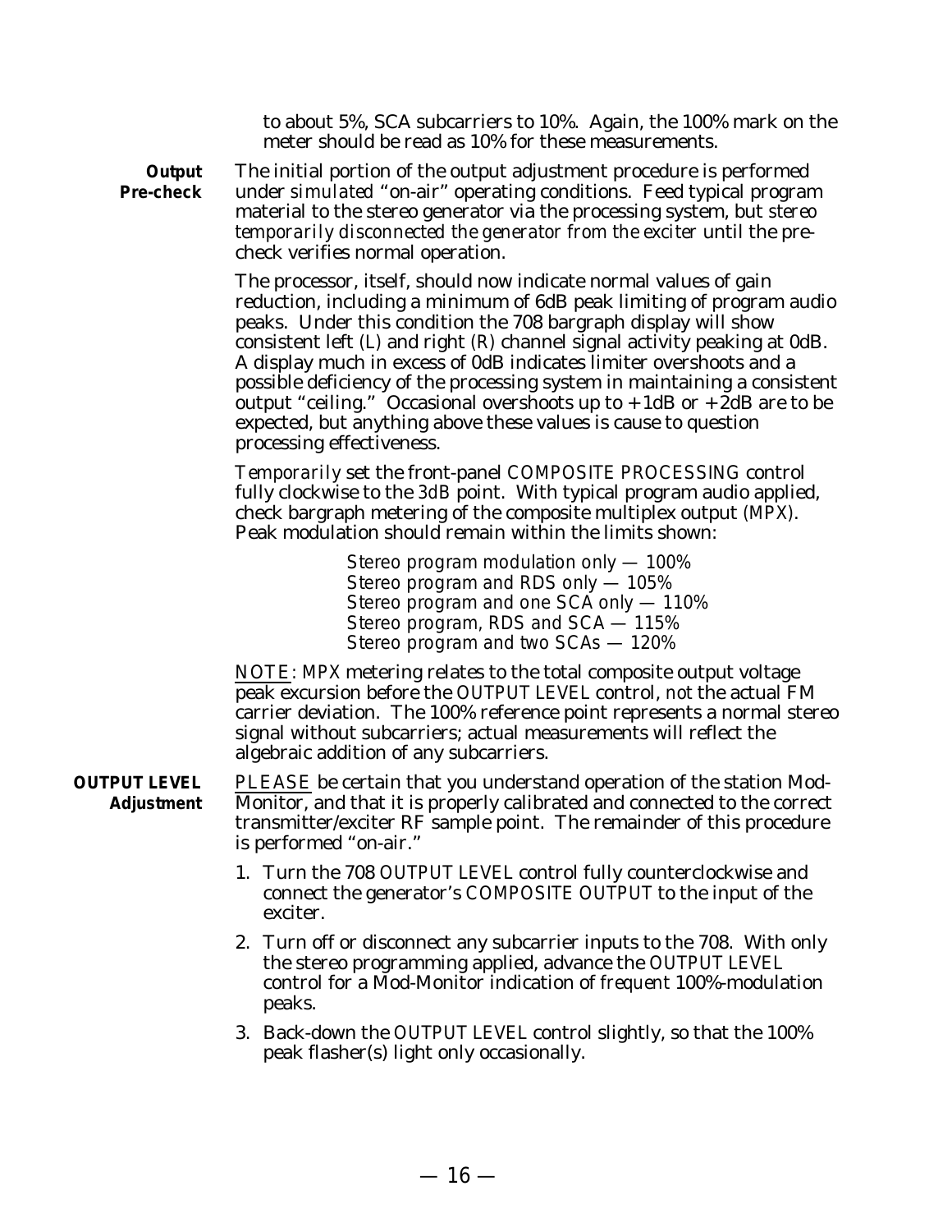to about 5%, SCA subcarriers to 10%. Again, the 100% mark on the meter should be read as 10% for these measurements.

**Output Pre-check**

The initial portion of the output adjustment procedure is performed under *simulated* "on-air" operating conditions. Feed typical program material to the stereo generator via the processing system, but *stereo temporarily disconnected the generator from the exciter* until the pre-check verifies normal operation.

The processor, itself, should now indicate normal values of gain reduction, including a minimum of 6dB peak limiting of program audio peaks. Under this condition the 708 bargraph display will show consistent left (*L*) and right (*R*) channel signal activity peaking at 0dB. A display much in excess of 0dB indicates limiter overshoots and a possible deficiency of the processing system in maintaining a consistent output "ceiling." Occasional overshoots up to +1dB or +2dB are to be expected, but anything above these values is cause to question processing effectiveness.

*Temporarily* set the front-panel *COMPOSITE PROCESSING* control fully clockwise to the *3dB* point. With typical program audio applied, check bargraph metering of the composite multiplex output (*MPX*). Peak modulation should remain within the limits shown:

*Stereo program modulation only — 100%*
*Stereo program and RDS only — 105%*
*Stereo program and one SCA only — 110%*
*Stereo program, RDS and SCA — 115%*
*Stereo program and two SCAs — 120%*

<u>*NOTE*</u>: *MPX* metering relates to the total composite output voltage peak excursion before the *OUTPUT LEVEL* control, *not* the actual FM carrier deviation. The 100% reference point represents a normal stereo signal without subcarriers; actual measurements will reflect the algebraic addition of any subcarriers.

**OUTPUT LEVEL Adjustment**

<u>*PLEASE*</u> be certain that you understand operation of the station Mod-Monitor, and that it is properly calibrated and connected to the correct transmitter/exciter RF sample point. The remainder of this procedure is performed "on-air."

1. Turn the 708 *OUTPUT LEVEL* control fully counterclockwise and connect the generator's *COMPOSITE OUTPUT* to the input of the exciter.

2. Turn off or disconnect any subcarrier inputs to the 708. With only the stereo programming applied, advance the *OUTPUT LEVEL* control for a Mod-Monitor indication of *frequent* 100%-modulation peaks.

3. Back-down the *OUTPUT LEVEL* control slightly, so that the 100% peak flasher(s) light only occasionally.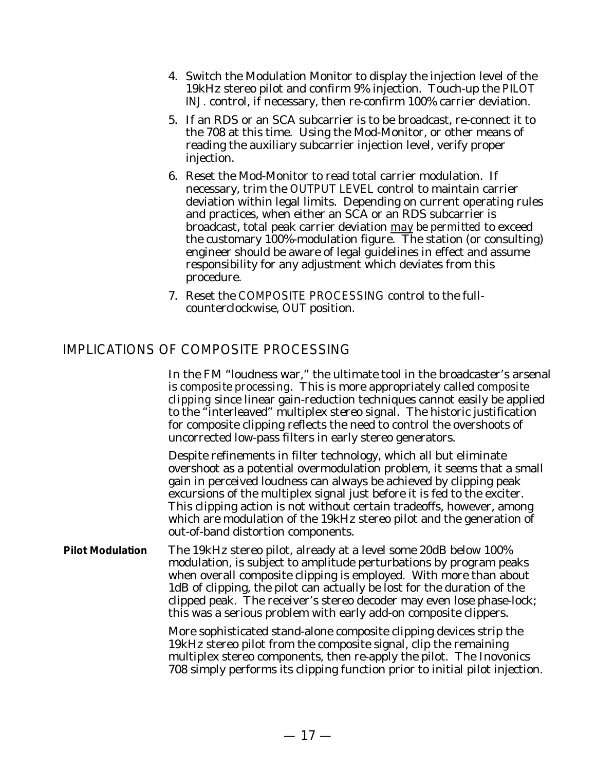4. Switch the Modulation Monitor to display the injection level of the 19kHz stereo pilot and confirm 9% injection. Touch-up the *PILOT INJ.* control, if necessary, then re-confirm 100% carrier deviation.

5. If an RDS or an SCA subcarrier is to be broadcast, re-connect it to the 708 at this time. Using the Mod-Monitor, or other means of reading the auxiliary subcarrier injection level, verify proper injection.

6. Reset the Mod-Monitor to read total carrier modulation. If necessary, trim the *OUTPUT LEVEL* control to maintain carrier deviation within legal limits. Depending on current operating rules and practices, when either an SCA or an RDS subcarrier is broadcast, total peak carrier deviation *may be permitted* to exceed the customary 100%-modulation figure. The station (or consulting) engineer should be aware of legal guidelines in effect and assume responsibility for any adjustment which deviates from this procedure.

7. Reset the *COMPOSITE PROCESSING* control to the full-counterclockwise, *OUT* position.

## IMPLICATIONS OF COMPOSITE PROCESSING

In the FM "loudness war," the ultimate tool in the broadcaster's arsenal is *composite processing*. This is more appropriately called *composite clipping* since linear gain-reduction techniques cannot easily be applied to the "interleaved" multiplex stereo signal. The historic justification for composite clipping reflects the need to control the overshoots of uncorrected low-pass filters in early stereo generators.

Despite refinements in filter technology, which all but eliminate overshoot as a potential overmodulation problem, it seems that a small gain in perceived loudness can always be achieved by clipping peak excursions of the multiplex signal just before it is fed to the exciter. This clipping action is not without certain tradeoffs, however, among which are modulation of the 19kHz stereo pilot and the generation of out-of-band distortion components.

**Pilot Modulation**

The 19kHz stereo pilot, already at a level some 20dB below 100% modulation, is subject to amplitude perturbations by program peaks when overall composite clipping is employed. With more than about 1dB of clipping, the pilot can actually be lost for the duration of the clipped peak. The receiver's stereo decoder may even lose phase-lock; this was a serious problem with early add-on composite clippers.

More sophisticated stand-alone composite clipping devices strip the 19kHz stereo pilot from the composite signal, clip the remaining multiplex stereo components, then re-apply the pilot. The Inovonics 708 simply performs its clipping function prior to initial pilot injection.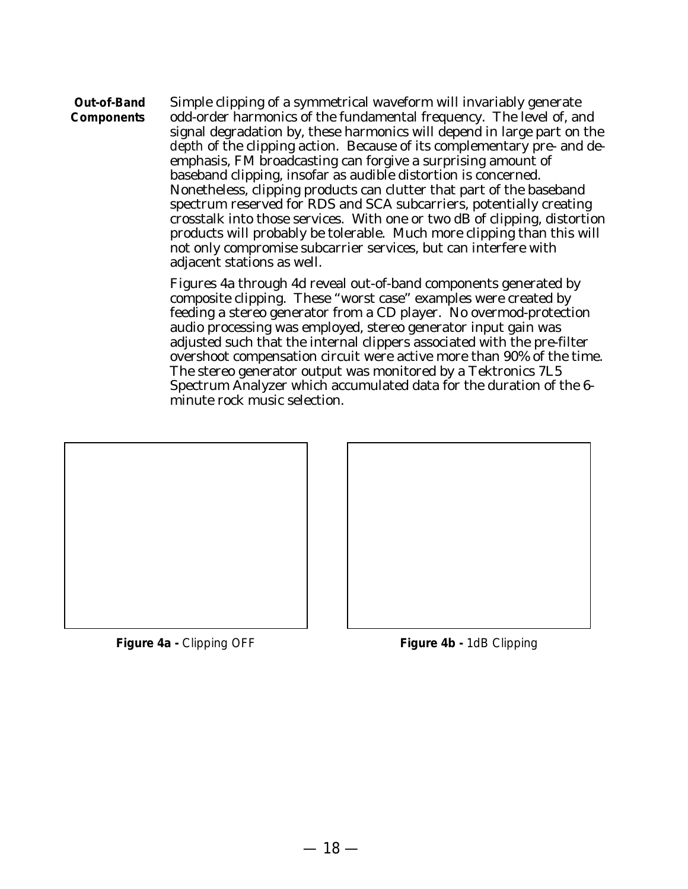## Out-of-Band Components

Simple clipping of a symmetrical waveform will invariably generate odd-order harmonics of the fundamental frequency. The level of, and signal degradation by, these harmonics will depend in large part on the *depth* of the clipping action. Because of its complementary pre- and de-emphasis, FM broadcasting can forgive a surprising amount of baseband clipping, insofar as audible distortion is concerned. Nonetheless, clipping products can clutter that part of the baseband spectrum reserved for RDS and SCA subcarriers, potentially creating crosstalk into those services. With one or two dB of clipping, distortion products will probably be tolerable. Much more clipping than this will not only compromise subcarrier services, but can interfere with adjacent stations as well.

Figures 4a through 4d reveal out-of-band components generated by composite clipping. These "worst case" examples were created by feeding a stereo generator from a CD player. No overmod-protection audio processing was employed, stereo generator input gain was adjusted such that the internal clippers associated with the pre-filter overshoot compensation circuit were active more than 90% of the time. The stereo generator output was monitored by a Tektronics 7L5 Spectrum Analyzer which accumulated data for the duration of the 6-minute rock music selection.

**Figure 4a -** Clipping OFF

**Figure 4b -** 1dB Clipping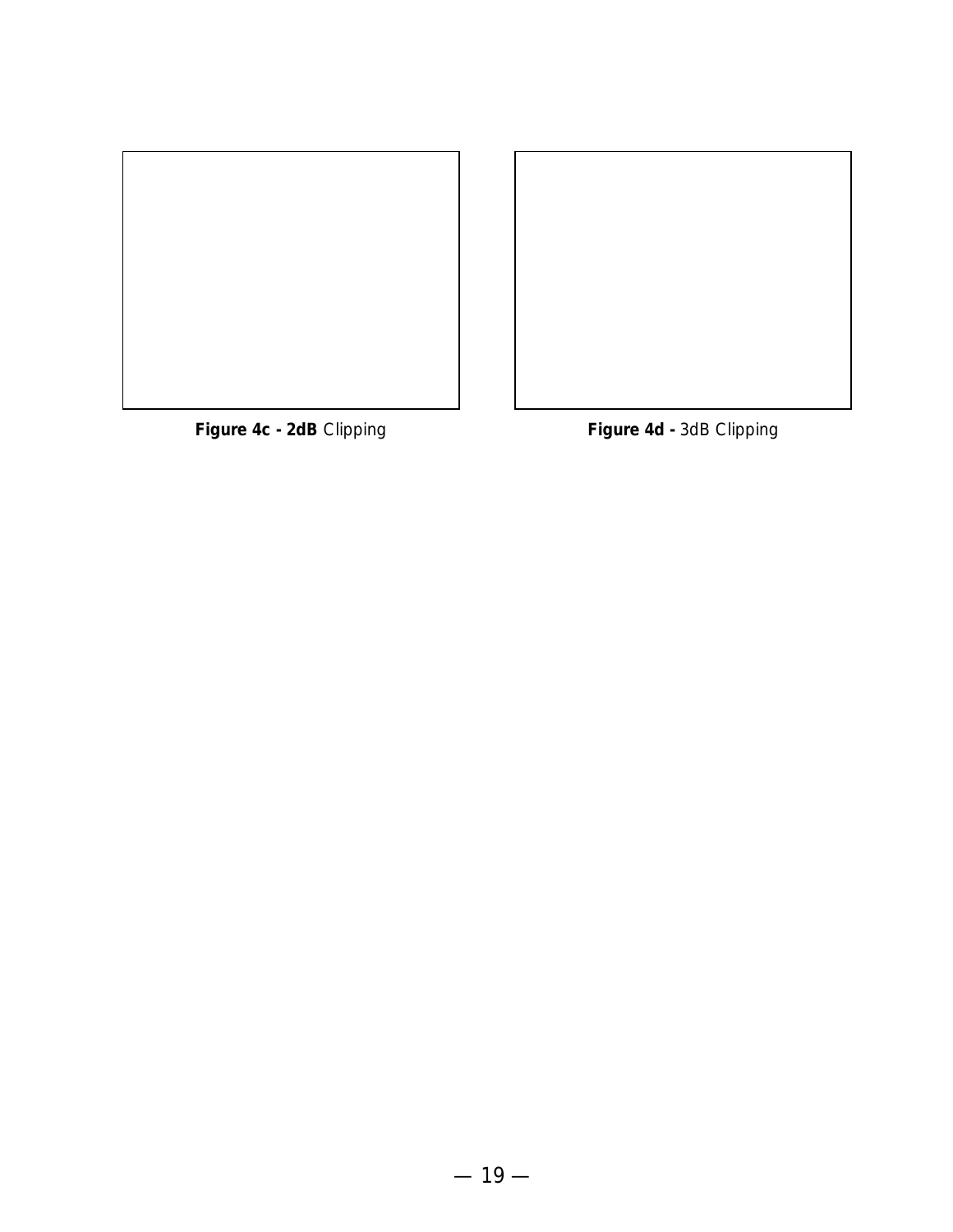**Figure 4c - 2dB** Clipping

**Figure 4d -** 3dB Clipping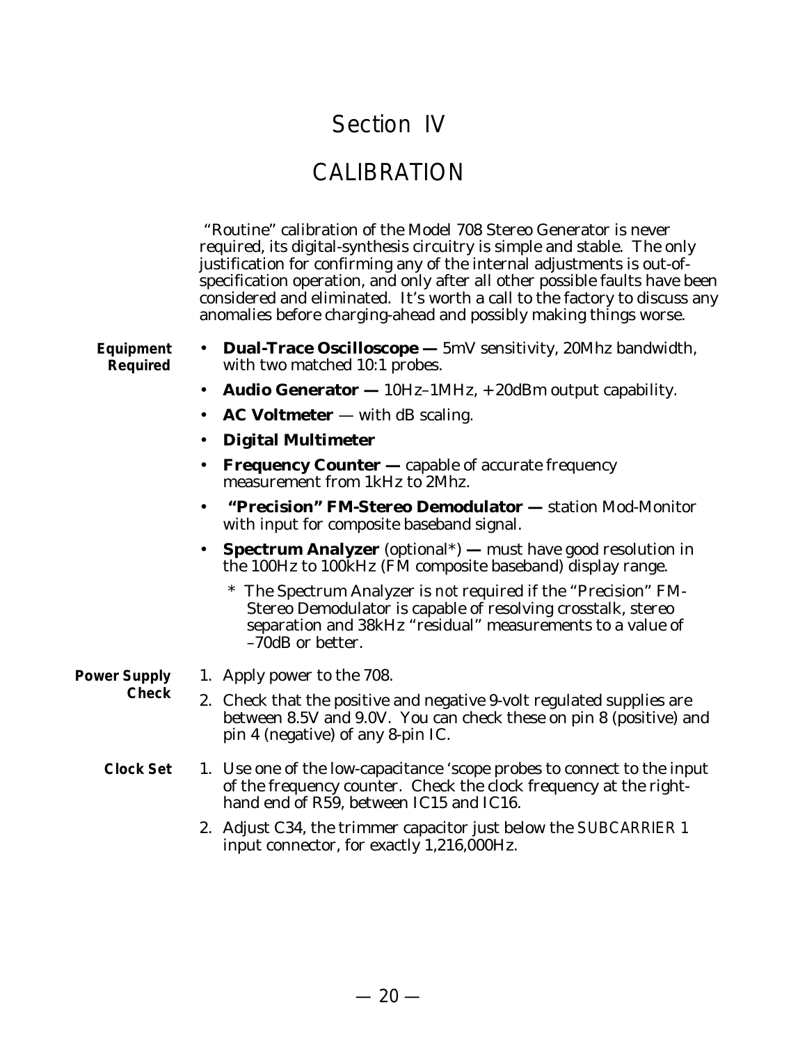# Section IV

# CALIBRATION

"Routine" calibration of the Model 708 Stereo Generator is never required, its digital-synthesis circuitry is simple and stable. The only justification for confirming any of the internal adjustments is out-of-specification operation, and only after all other possible faults have been considered and eliminated. It's worth a call to the factory to discuss any anomalies before charging-ahead and possibly making things worse.

**Equipment Required**

- **Dual-Trace Oscilloscope —** 5mV sensitivity, 20Mhz bandwidth, with two matched 10:1 probes.
- **Audio Generator —** 10Hz–1MHz, +20dBm output capability.
- **AC Voltmeter** — with dB scaling.
- **Digital Multimeter**
- **Frequency Counter —** capable of accurate frequency measurement from 1kHz to 2Mhz.
- **"Precision" FM-Stereo Demodulator —** station Mod-Monitor with input for composite baseband signal.
- **Spectrum Analyzer** (optional*) **—** must have good resolution in the 100Hz to 100kHz (FM composite baseband) display range.

  \* The Spectrum Analyzer is *not* required if the "Precision" FM-Stereo Demodulator is capable of resolving crosstalk, stereo separation and 38kHz "residual" measurements to a value of –70dB or better.

**Power Supply Check**

1. Apply power to the 708.
2. Check that the positive and negative 9-volt regulated supplies are between 8.5V and 9.0V. You can check these on pin 8 (positive) and pin 4 (negative) of any 8-pin IC.

**Clock Set**

1. Use one of the low-capacitance 'scope probes to connect to the input of the frequency counter. Check the clock frequency at the right-hand end of R59, between IC15 and IC16.
2. Adjust C34, the trimmer capacitor just below the SUBCARRIER 1 input connector, for exactly 1,216,000Hz.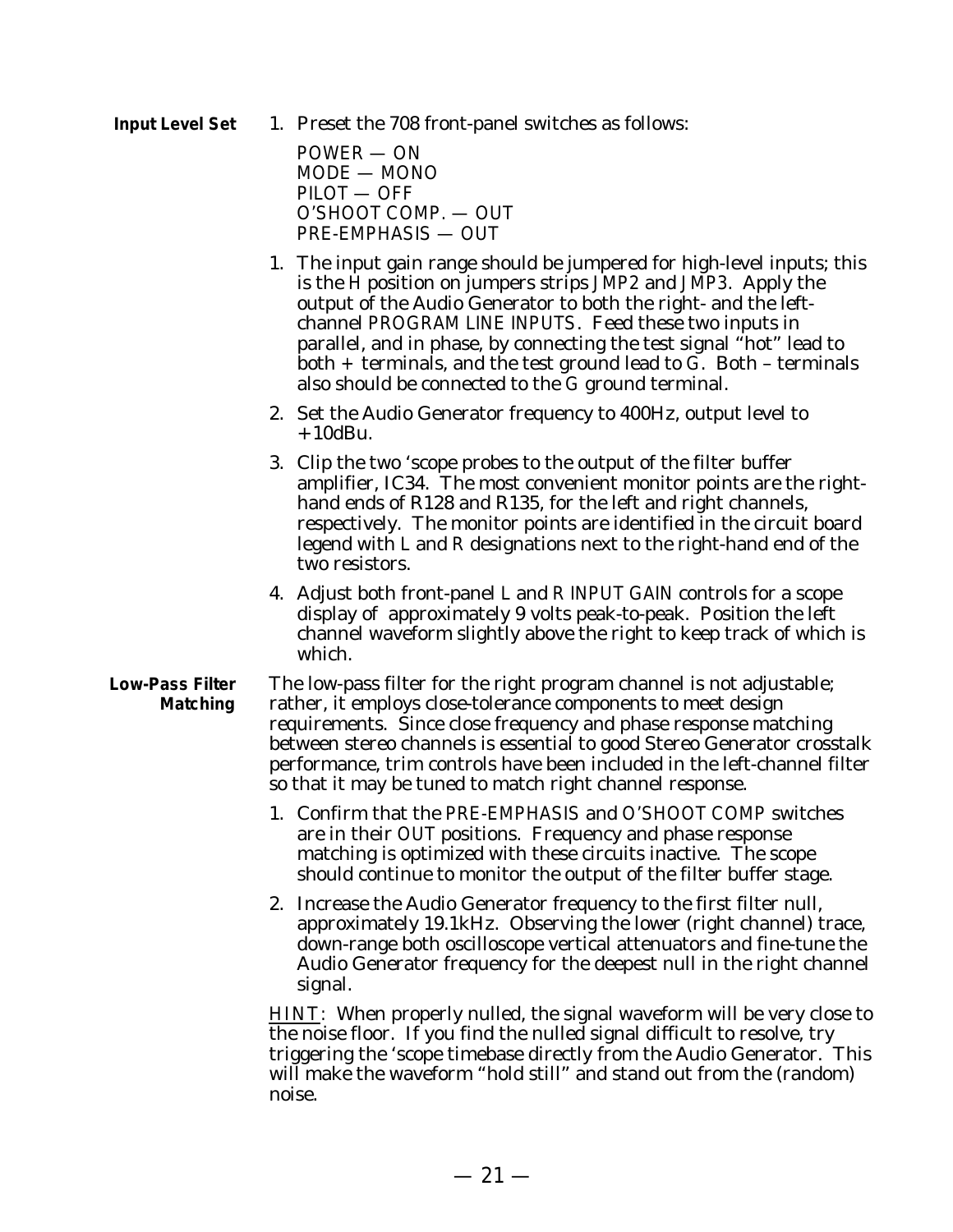**Input Level Set**

1. Preset the 708 front-panel switches as follows:

   POWER — ON
   MODE — MONO
   PILOT — OFF
   O'SHOOT COMP. — OUT
   PRE-EMPHASIS — OUT

1. The input gain range should be jumpered for high-level inputs; this is the H position on jumpers strips JMP2 and JMP3. Apply the output of the Audio Generator to both the right- and the left-channel PROGRAM LINE INPUTS. Feed these two inputs in parallel, and in phase, by connecting the test signal "hot" lead to both + terminals, and the test ground lead to G. Both – terminals also should be connected to the G ground terminal.

2. Set the Audio Generator frequency to 400Hz, output level to +10dBu.

3. Clip the two 'scope probes to the output of the filter buffer amplifier, IC34. The most convenient monitor points are the right-hand ends of R128 and R135, for the left and right channels, respectively. The monitor points are identified in the circuit board legend with L and R designations next to the right-hand end of the two resistors.

4. Adjust both front-panel L and R INPUT GAIN controls for a scope display of approximately 9 volts peak-to-peak. Position the left channel waveform slightly above the right to keep track of which is which.

**Low-Pass Filter Matching**

The low-pass filter for the right program channel is not adjustable; rather, it employs close-tolerance components to meet design requirements. Since close frequency and phase response matching between stereo channels is essential to good Stereo Generator crosstalk performance, trim controls have been included in the left-channel filter so that it may be tuned to match right channel response.

1. Confirm that the PRE-EMPHASIS and O'SHOOT COMP switches are in their OUT positions. Frequency and phase response matching is optimized with these circuits inactive. The scope should continue to monitor the output of the filter buffer stage.

2. Increase the Audio Generator frequency to the first filter null, approximately 19.1kHz. Observing the lower (right channel) trace, down-range both oscilloscope vertical attenuators and fine-tune the Audio Generator frequency for the deepest null in the right channel signal.

<u>HINT</u>: When properly nulled, the signal waveform will be very close to the noise floor. If you find the nulled signal difficult to resolve, try triggering the 'scope timebase directly from the Audio Generator. This will make the waveform "hold still" and stand out from the (random) noise.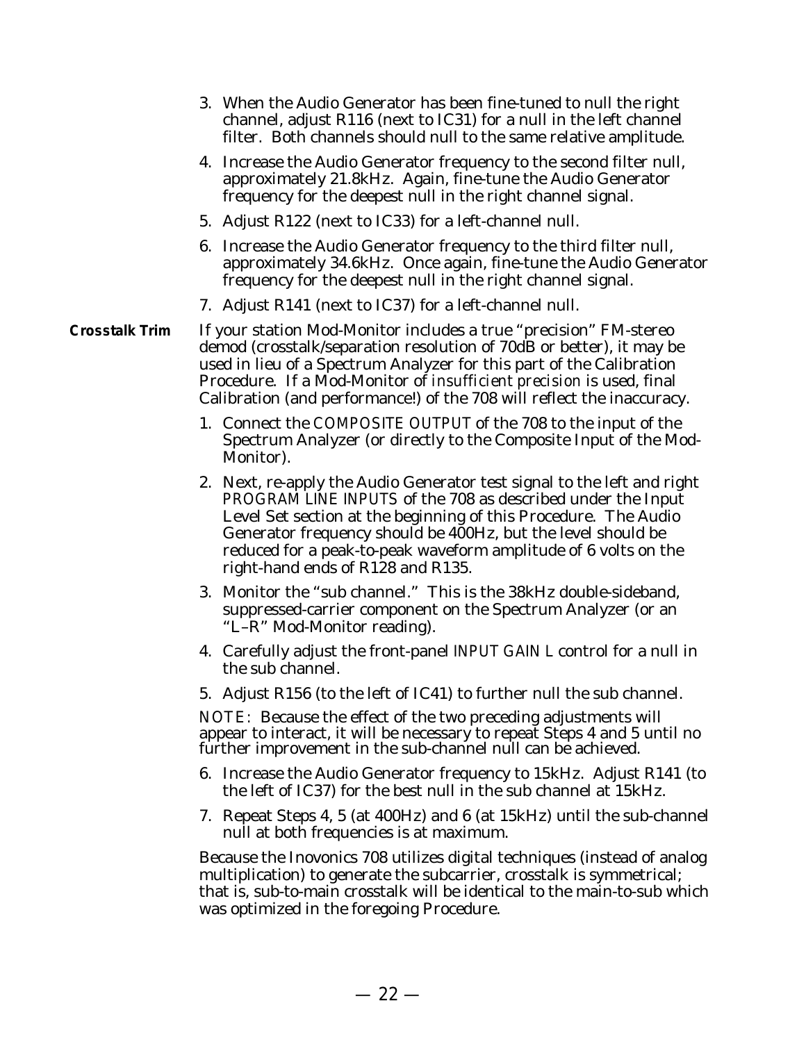3. When the Audio Generator has been fine-tuned to null the right channel, adjust R116 (next to IC31) for a null in the left channel filter. Both channels should null to the same relative amplitude.

4. Increase the Audio Generator frequency to the second filter null, approximately 21.8kHz. Again, fine-tune the Audio Generator frequency for the deepest null in the right channel signal.

5. Adjust R122 (next to IC33) for a left-channel null.

6. Increase the Audio Generator frequency to the third filter null, approximately 34.6kHz. Once again, fine-tune the Audio Generator frequency for the deepest null in the right channel signal.

7. Adjust R141 (next to IC37) for a left-channel null.

**Crosstalk Trim**

If your station Mod-Monitor includes a true “precision” FM-stereo demod (crosstalk/separation resolution of 70dB or better), it may be used in lieu of a Spectrum Analyzer for this part of the Calibration Procedure. If a Mod-Monitor of *insufficient precision* is used, final Calibration (and performance!) of the 708 will reflect the inaccuracy.

1. Connect the COMPOSITE OUTPUT of the 708 to the input of the Spectrum Analyzer (or directly to the Composite Input of the Mod-Monitor).

2. Next, re-apply the Audio Generator test signal to the left and right PROGRAM LINE INPUTS of the 708 as described under the Input Level Set section at the beginning of this Procedure. The Audio Generator frequency should be 400Hz, but the level should be reduced for a peak-to-peak waveform amplitude of 6 volts on the right-hand ends of R128 and R135.

3. Monitor the “sub channel.” This is the 38kHz double-sideband, suppressed-carrier component on the Spectrum Analyzer (or an “L–R” Mod-Monitor reading).

4. Carefully adjust the front-panel INPUT GAIN L control for a null in the sub channel.

5. Adjust R156 (to the left of IC41) to further null the sub channel.

NOTE: Because the effect of the two preceding adjustments will appear to interact, it will be necessary to repeat Steps 4 and 5 until no further improvement in the sub-channel null can be achieved.

6. Increase the Audio Generator frequency to 15kHz. Adjust R141 (to the left of IC37) for the best null in the sub channel at 15kHz.

7. Repeat Steps 4, 5 (at 400Hz) and 6 (at 15kHz) until the sub-channel null at both frequencies is at maximum.

Because the Inovonics 708 utilizes digital techniques (instead of analog multiplication) to generate the subcarrier, crosstalk is symmetrical; that is, sub-to-main crosstalk will be identical to the main-to-sub which was optimized in the foregoing Procedure.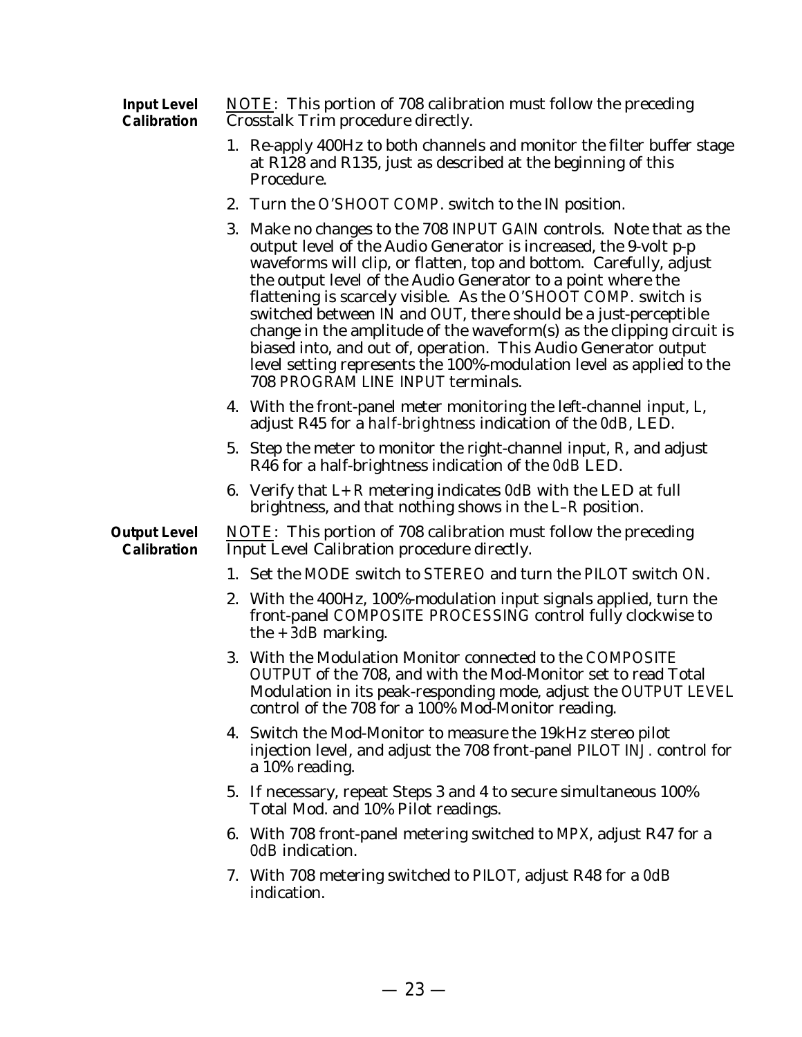## Input Level Calibration

NOTE: This portion of 708 calibration must follow the preceding Crosstalk Trim procedure directly.

1. Re-apply 400Hz to both channels and monitor the filter buffer stage at R128 and R135, just as described at the beginning of this Procedure.
2. Turn the O'SHOOT COMP. switch to the IN position.
3. Make no changes to the 708 INPUT GAIN controls. Note that as the output level of the Audio Generator is increased, the 9-volt p-p waveforms will clip, or flatten, top and bottom. Carefully, adjust the output level of the Audio Generator to a point where the flattening is scarcely visible. As the O'SHOOT COMP. switch is switched between IN and OUT, there should be a just-perceptible change in the amplitude of the waveform(s) as the clipping circuit is biased into, and out of, operation. This Audio Generator output level setting represents the 100%-modulation level as applied to the 708 PROGRAM LINE INPUT terminals.
4. With the front-panel meter monitoring the left-channel input, L, adjust R45 for a *half-brightness* indication of the 0dB, LED.
5. Step the meter to monitor the right-channel input, R, and adjust R46 for a half-brightness indication of the 0dB LED.
6. Verify that L+R metering indicates 0dB with the LED at full brightness, and that nothing shows in the L–R position.

## Output Level Calibration

NOTE: This portion of 708 calibration must follow the preceding Input Level Calibration procedure directly.

1. Set the MODE switch to STEREO and turn the PILOT switch ON.
2. With the 400Hz, 100%-modulation input signals applied, turn the front-panel COMPOSITE PROCESSING control fully clockwise to the +3dB marking.
3. With the Modulation Monitor connected to the COMPOSITE OUTPUT of the 708, and with the Mod-Monitor set to read Total Modulation in its peak-responding mode, adjust the OUTPUT LEVEL control of the 708 for a 100% Mod-Monitor reading.
4. Switch the Mod-Monitor to measure the 19kHz stereo pilot injection level, and adjust the 708 front-panel PILOT INJ. control for a 10% reading.
5. If necessary, repeat Steps 3 and 4 to secure simultaneous 100% Total Mod. and 10% Pilot readings.
6. With 708 front-panel metering switched to MPX, adjust R47 for a 0dB indication.
7. With 708 metering switched to PILOT, adjust R48 for a 0dB indication.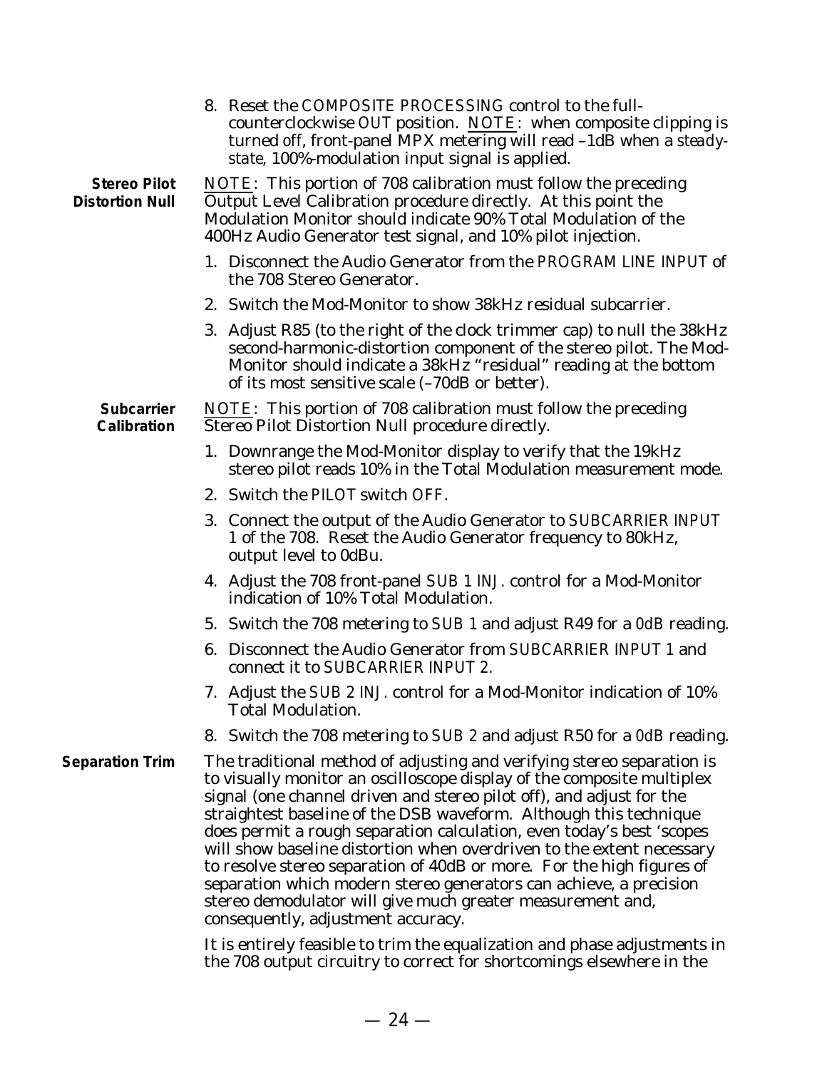8. Reset the *COMPOSITE PROCESSING* control to the full-counterclockwise *OUT* position. NOTE: when composite clipping is turned off, front-panel MPX metering will read –1dB when a *steady-state*, 100%-modulation input signal is applied.

**Stereo Pilot Distortion Null**

NOTE: This portion of 708 calibration must follow the preceding Output Level Calibration procedure directly. At this point the Modulation Monitor should indicate 90% Total Modulation of the 400Hz Audio Generator test signal, and 10% pilot injection.

1. Disconnect the Audio Generator from the *PROGRAM LINE INPUT* of the 708 Stereo Generator.
2. Switch the Mod-Monitor to show 38kHz residual subcarrier.
3. Adjust R85 (to the right of the clock trimmer cap) to null the 38kHz second-harmonic-distortion component of the stereo pilot. The Mod-Monitor should indicate a 38kHz "residual" reading at the bottom of its most sensitive scale (–70dB or better).

**Subcarrier Calibration**

NOTE: This portion of 708 calibration must follow the preceding Stereo Pilot Distortion Null procedure directly.

1. Downrange the Mod-Monitor display to verify that the 19kHz stereo pilot reads 10% in the Total Modulation measurement mode.
2. Switch the *PILOT* switch *OFF*.
3. Connect the output of the Audio Generator to *SUBCARRIER INPUT 1* of the 708. Reset the Audio Generator frequency to 80kHz, output level to 0dBu.
4. Adjust the 708 front-panel *SUB 1 INJ.* control for a Mod-Monitor indication of 10% Total Modulation.
5. Switch the 708 metering to *SUB 1* and adjust R49 for a *0dB* reading.
6. Disconnect the Audio Generator from *SUBCARRIER INPUT 1* and connect it to *SUBCARRIER INPUT 2*.
7. Adjust the *SUB 2 INJ.* control for a Mod-Monitor indication of 10% Total Modulation.
8. Switch the 708 metering to *SUB 2* and adjust R50 for a *0dB* reading.

**Separation Trim**

The traditional method of adjusting and verifying stereo separation is to visually monitor an oscilloscope display of the composite multiplex signal (one channel driven and stereo pilot off), and adjust for the straightest baseline of the DSB waveform. Although this technique does permit a rough separation calculation, even today's best 'scopes will show baseline distortion when overdriven to the extent necessary to resolve stereo separation of 40dB or more. For the high figures of separation which modern stereo generators can achieve, a precision stereo demodulator will give much greater measurement and, consequently, adjustment accuracy.

It is entirely feasible to trim the equalization and phase adjustments in the 708 output circuitry to correct for shortcomings elsewhere in the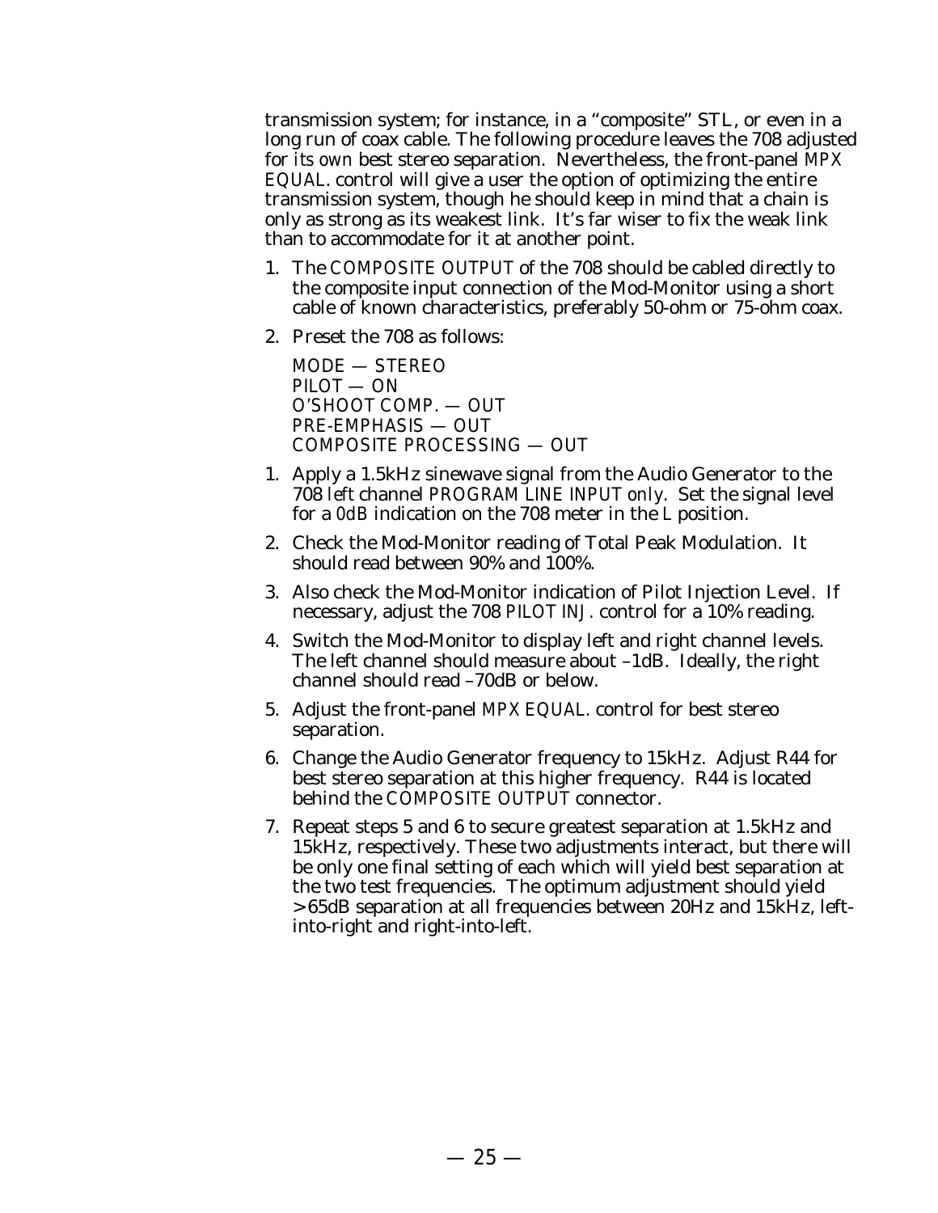transmission system; for instance, in a “composite” STL, or even in a long run of coax cable. The following procedure leaves the 708 adjusted for *its own* best stereo separation. Nevertheless, the front-panel MPX EQUAL. control will give a user the option of optimizing the entire transmission system, though he should keep in mind that a chain is only as strong as its weakest link. It’s far wiser to fix the weak link than to accommodate for it at another point.

1. The COMPOSITE OUTPUT of the 708 should be cabled directly to the composite input connection of the Mod-Monitor using a short cable of known characteristics, preferably 50-ohm or 75-ohm coax.

2. Preset the 708 as follows:

   MODE — STEREO
   PILOT — ON
   O’SHOOT COMP. — OUT
   PRE-EMPHASIS — OUT
   COMPOSITE PROCESSING — OUT

1. Apply a 1.5kHz sinewave signal from the Audio Generator to the 708 *left* channel PROGRAM LINE INPUT *only*. Set the signal level for a *0dB* indication on the 708 meter in the L position.

2. Check the Mod-Monitor reading of Total Peak Modulation. It should read between 90% and 100%.

3. Also check the Mod-Monitor indication of Pilot Injection Level. If necessary, adjust the 708 PILOT INJ. control for a 10% reading.

4. Switch the Mod-Monitor to display left and right channel levels. The left channel should measure about –1dB. Ideally, the right channel should read –70dB or below.

5. Adjust the front-panel MPX EQUAL. control for best stereo separation.

6. Change the Audio Generator frequency to 15kHz. Adjust R44 for best stereo separation at this higher frequency. R44 is located behind the COMPOSITE OUTPUT connector.

7. Repeat steps 5 and 6 to secure greatest separation at 1.5kHz and 15kHz, respectively. These two adjustments interact, but there will be only one final setting of each which will yield best separation at the two test frequencies. The optimum adjustment should yield >65dB separation at all frequencies between 20Hz and 15kHz, left-into-right and right-into-left.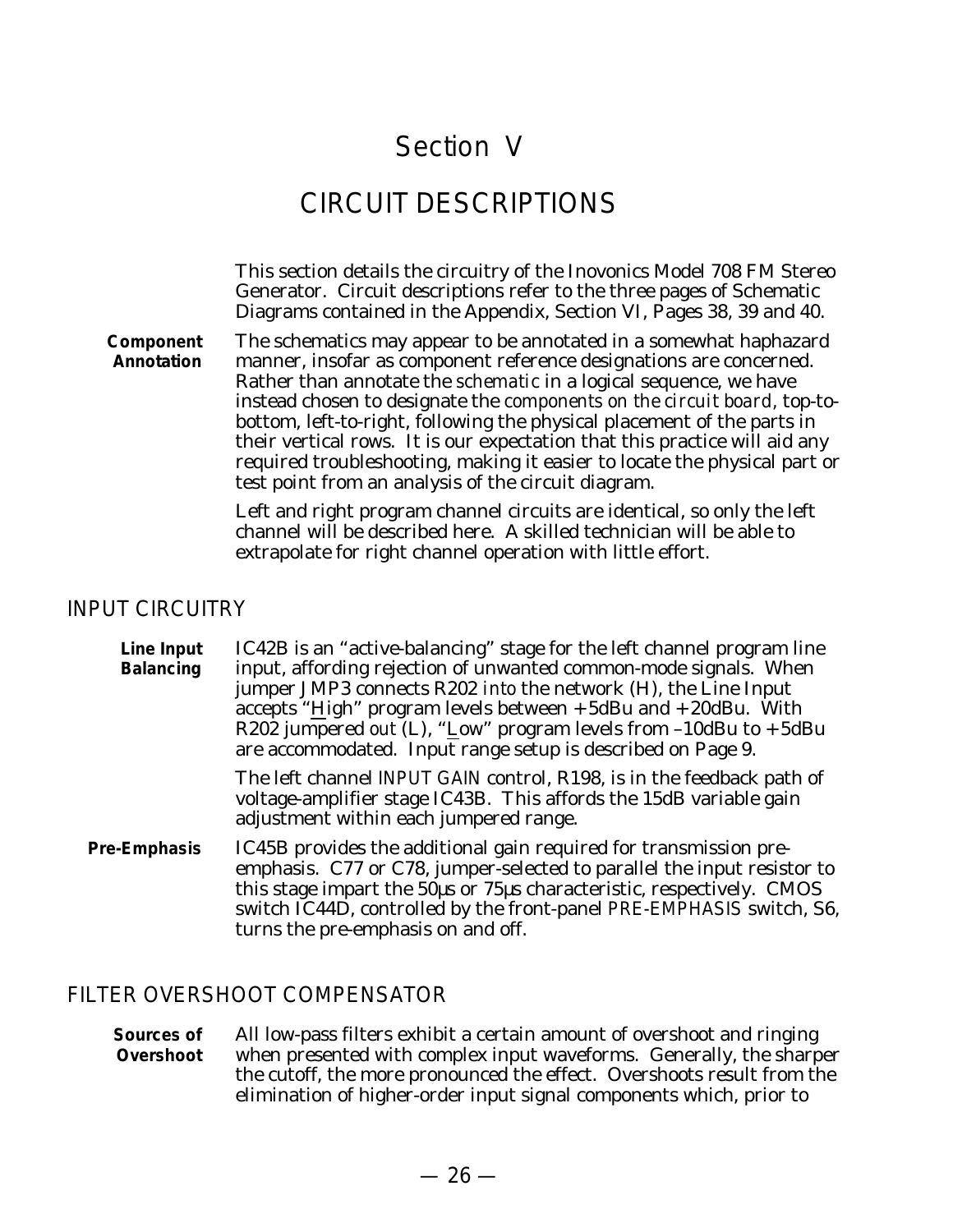# Section V

# CIRCUIT DESCRIPTIONS

This section details the circuitry of the Inovonics Model 708 FM Stereo Generator. Circuit descriptions refer to the three pages of Schematic Diagrams contained in the Appendix, Section VI, Pages 38, 39 and 40.

**Component Annotation** The schematics may appear to be annotated in a somewhat haphazard manner, insofar as component reference designations are concerned. Rather than annotate the *schematic* in a logical sequence, we have instead chosen to designate the *components on the circuit board*, top-to-bottom, left-to-right, following the physical placement of the parts in their vertical rows. It is our expectation that this practice will aid any required troubleshooting, making it easier to locate the physical part or test point from an analysis of the circuit diagram.

Left and right program channel circuits are identical, so only the left channel will be described here. A skilled technician will be able to extrapolate for right channel operation with little effort.

## INPUT CIRCUITRY

**Line Input Balancing** IC42B is an "active-balancing" stage for the left channel program line input, affording rejection of unwanted common-mode signals. When jumper JMP3 connects R202 *into* the network (H), the Line Input accepts "High" program levels between +5dBu and +20dBu. With R202 jumpered *out* (L), "Low" program levels from –10dBu to +5dBu are accommodated. Input range setup is described on Page 9.

The left channel INPUT GAIN control, R198, is in the feedback path of voltage-amplifier stage IC43B. This affords the 15dB variable gain adjustment within each jumpered range.

**Pre-Emphasis** IC45B provides the additional gain required for transmission pre-emphasis. C77 or C78, jumper-selected to parallel the input resistor to this stage impart the 50µs or 75µs characteristic, respectively. CMOS switch IC44D, controlled by the front-panel PRE-EMPHASIS switch, S6, turns the pre-emphasis on and off.

## FILTER OVERSHOOT COMPENSATOR

**Sources of Overshoot** All low-pass filters exhibit a certain amount of overshoot and ringing when presented with complex input waveforms. Generally, the sharper the cutoff, the more pronounced the effect. Overshoots result from the elimination of higher-order input signal components which, prior to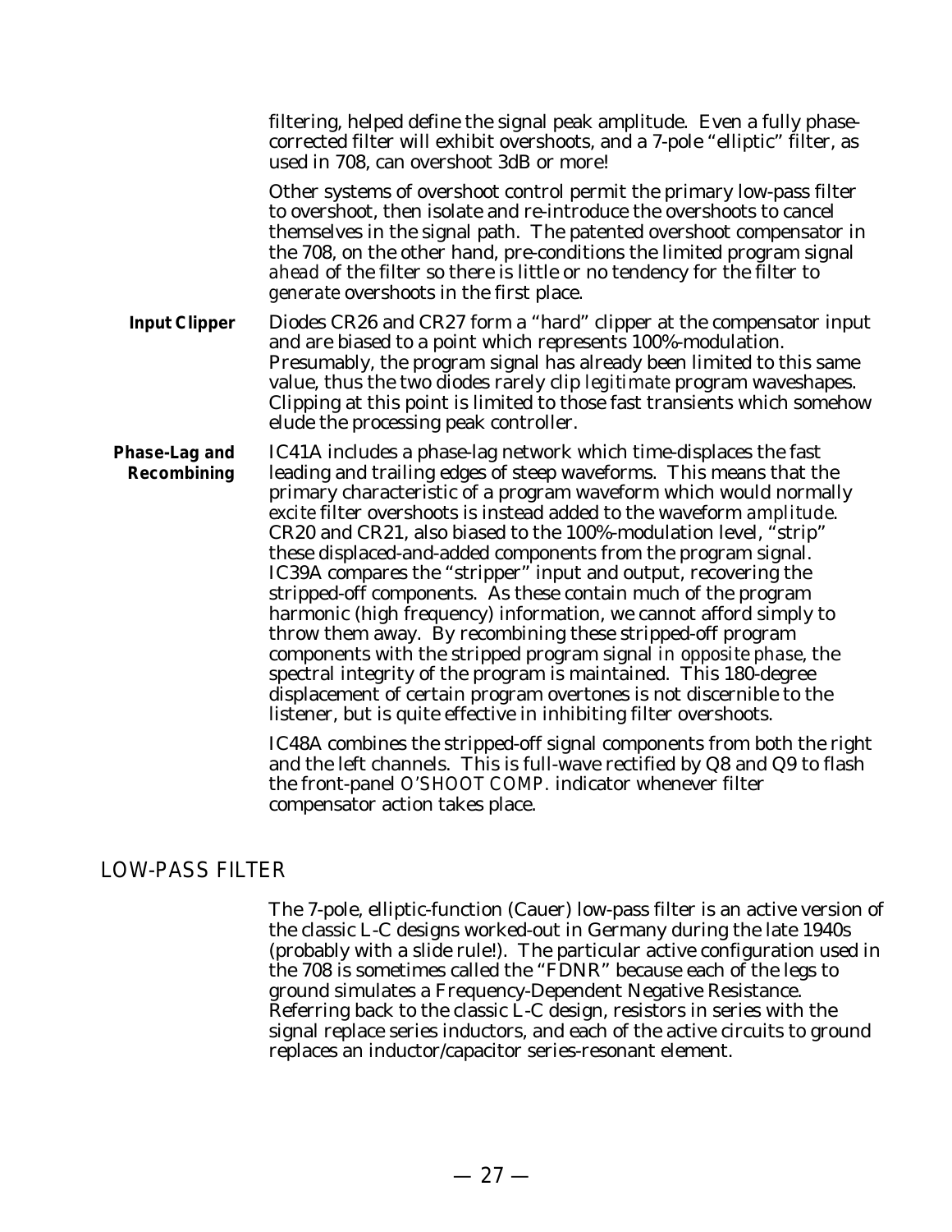filtering, helped define the signal peak amplitude. Even a fully phase-corrected filter will exhibit overshoots, and a 7-pole "elliptic" filter, as used in 708, can overshoot 3dB or more!

Other systems of overshoot control permit the primary low-pass filter to overshoot, then isolate and re-introduce the overshoots to cancel themselves in the signal path. The patented overshoot compensator in the 708, on the other hand, pre-conditions the limited program signal *ahead* of the filter so there is little or no tendency for the filter to *generate* overshoots in the first place.

**Input Clipper** Diodes CR26 and CR27 form a "hard" clipper at the compensator input and are biased to a point which represents 100%-modulation. Presumably, the program signal has already been limited to this same value, thus the two diodes rarely clip *legitimate* program waveshapes. Clipping at this point is limited to those fast transients which somehow elude the processing peak controller.

**Phase-Lag and Recombining** IC41A includes a phase-lag network which time-displaces the fast leading and trailing edges of steep waveforms. This means that the primary characteristic of a program waveform which would normally *excite* filter overshoots is instead added to the waveform *amplitude*. CR20 and CR21, also biased to the 100%-modulation level, "strip" these displaced-and-added components from the program signal. IC39A compares the "stripper" input and output, recovering the stripped-off components. As these contain much of the program harmonic (high frequency) information, we cannot afford simply to throw them away. By recombining these stripped-off program components with the stripped program signal *in opposite phase*, the spectral integrity of the program is maintained. This 180-degree displacement of certain program overtones is not discernible to the listener, but is quite effective in inhibiting filter overshoots.

IC48A combines the stripped-off signal components from both the right and the left channels. This is full-wave rectified by Q8 and Q9 to flash the front-panel *O'SHOOT COMP.* indicator whenever filter compensator action takes place.

## LOW-PASS FILTER

The 7-pole, elliptic-function (Cauer) low-pass filter is an active version of the classic L-C designs worked-out in Germany during the late 1940s (probably with a slide rule!). The particular active configuration used in the 708 is sometimes called the "FDNR" because each of the legs to ground simulates a Frequency-Dependent Negative Resistance. Referring back to the classic L-C design, resistors in series with the signal replace series inductors, and each of the active circuits to ground replaces an inductor/capacitor series-resonant element.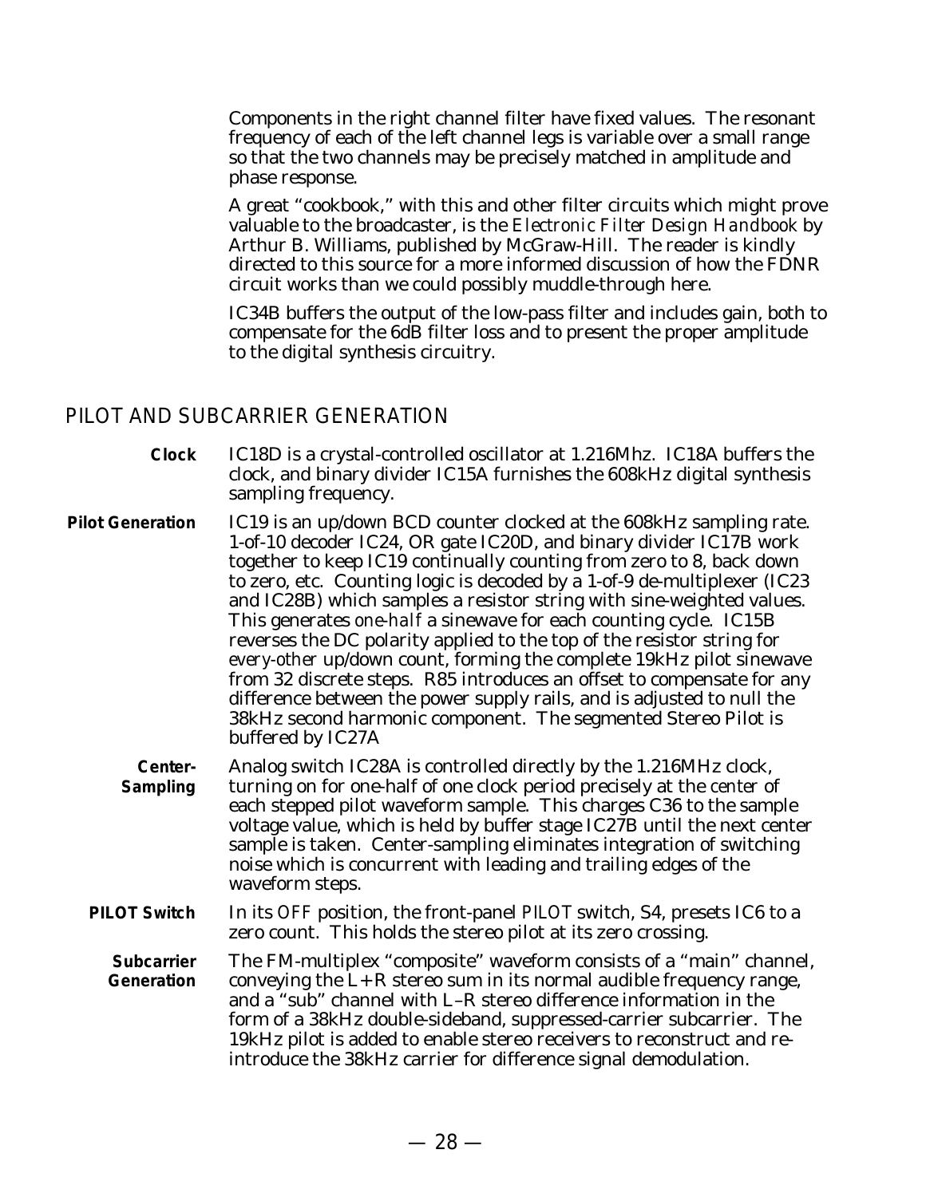Components in the right channel filter have fixed values. The resonant frequency of each of the left channel legs is variable over a small range so that the two channels may be precisely matched in amplitude and phase response.

A great "cookbook," with this and other filter circuits which might prove valuable to the broadcaster, is the *Electronic Filter Design Handbook* by Arthur B. Williams, published by McGraw-Hill. The reader is kindly directed to this source for a more informed discussion of how the FDNR circuit works than we could possibly muddle-through here.

IC34B buffers the output of the low-pass filter and includes gain, both to compensate for the 6dB filter loss and to present the proper amplitude to the digital synthesis circuitry.

## PILOT AND SUBCARRIER GENERATION

**Clock** IC18D is a crystal-controlled oscillator at 1.216Mhz. IC18A buffers the clock, and binary divider IC15A furnishes the 608kHz digital synthesis sampling frequency.

**Pilot Generation** IC19 is an up/down BCD counter clocked at the 608kHz sampling rate. 1-of-10 decoder IC24, OR gate IC20D, and binary divider IC17B work together to keep IC19 continually counting from zero to 8, back down to zero, etc. Counting logic is decoded by a 1-of-9 de-multiplexer (IC23 and IC28B) which samples a resistor string with sine-weighted values. This generates *one-half* a sinewave for each counting cycle. IC15B reverses the DC polarity applied to the top of the resistor string for *every-other* up/down count, forming the complete 19kHz pilot sinewave from 32 discrete steps. R85 introduces an offset to compensate for any difference between the power supply rails, and is adjusted to null the 38kHz second harmonic component. The segmented Stereo Pilot is buffered by IC27A

**Center-Sampling** Analog switch IC28A is controlled directly by the 1.216MHz clock, turning on for one-half of one clock period precisely at the *center* of each stepped pilot waveform sample. This charges C36 to the sample voltage value, which is held by buffer stage IC27B until the next center sample is taken. Center-sampling eliminates integration of switching noise which is concurrent with leading and trailing edges of the waveform steps.

**PILOT Switch** In its *OFF* position, the front-panel *PILOT* switch, S4, presets IC6 to a zero count. This holds the stereo pilot at its zero crossing.

**Subcarrier Generation** The FM-multiplex "composite" waveform consists of a "main" channel, conveying the L+R stereo sum in its normal audible frequency range, and a "sub" channel with L–R stereo difference information in the form of a 38kHz double-sideband, suppressed-carrier subcarrier. The 19kHz pilot is added to enable stereo receivers to reconstruct and re-introduce the 38kHz carrier for difference signal demodulation.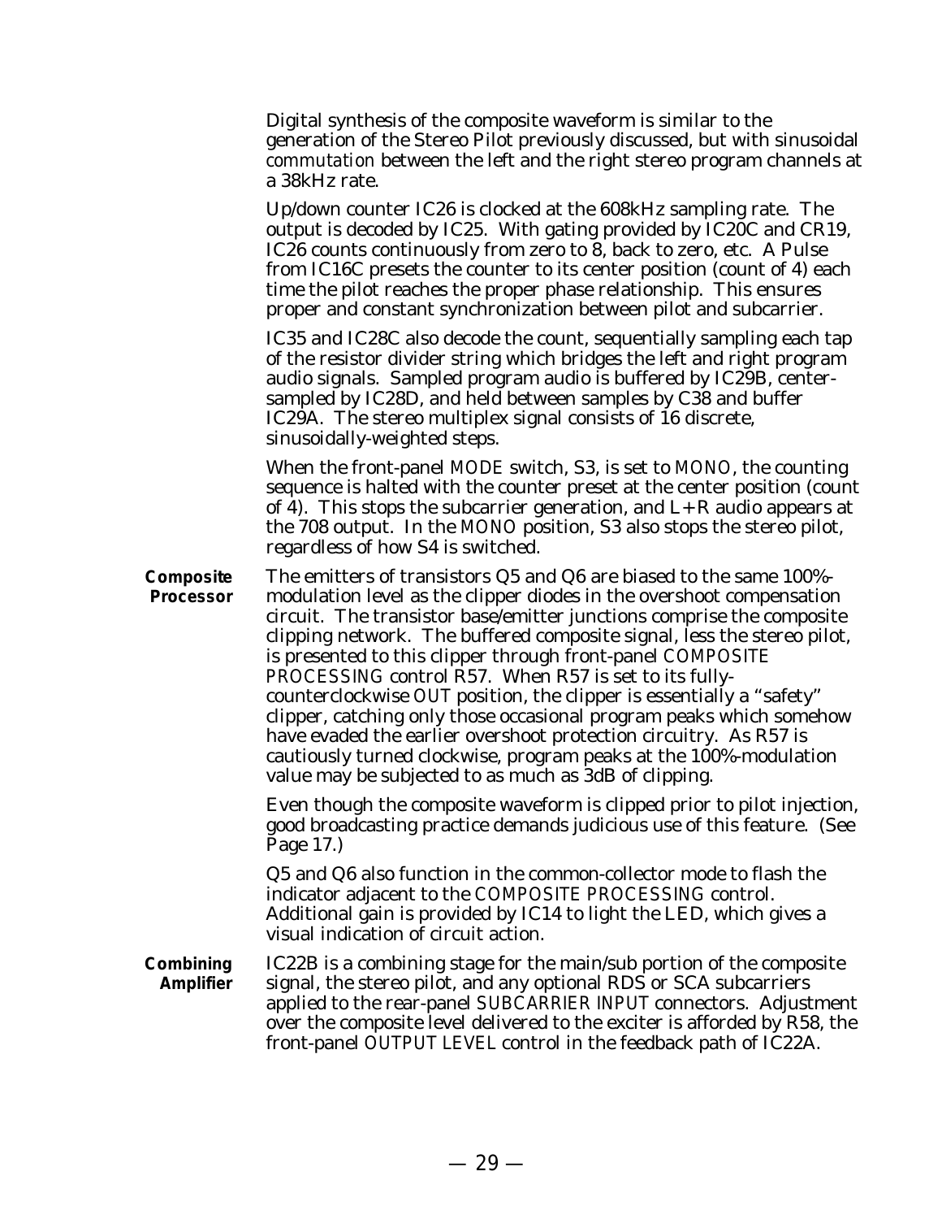Digital synthesis of the composite waveform is similar to the generation of the Stereo Pilot previously discussed, but with sinusoidal *commutation* between the left and the right stereo program channels at a 38kHz rate.

Up/down counter IC26 is clocked at the 608kHz sampling rate. The output is decoded by IC25. With gating provided by IC20C and CR19, IC26 counts continuously from zero to 8, back to zero, etc. A Pulse from IC16C presets the counter to its center position (count of 4) each time the pilot reaches the proper phase relationship. This ensures proper and constant synchronization between pilot and subcarrier.

IC35 and IC28C also decode the count, sequentially sampling each tap of the resistor divider string which bridges the left and right program audio signals. Sampled program audio is buffered by IC29B, center-sampled by IC28D, and held between samples by C38 and buffer IC29A. The stereo multiplex signal consists of 16 discrete, sinusoidally-weighted steps.

When the front-panel MODE switch, S3, is set to MONO, the counting sequence is halted with the counter preset at the center position (count of 4). This stops the subcarrier generation, and L+R audio appears at the 708 output. In the MONO position, S3 also stops the stereo pilot, regardless of how S4 is switched.

**Composite Processor**

The emitters of transistors Q5 and Q6 are biased to the same 100%-modulation level as the clipper diodes in the overshoot compensation circuit. The transistor base/emitter junctions comprise the composite clipping network. The buffered composite signal, less the stereo pilot, is presented to this clipper through front-panel COMPOSITE PROCESSING control R57. When R57 is set to its fully-counterclockwise OUT position, the clipper is essentially a "safety" clipper, catching only those occasional program peaks which somehow have evaded the earlier overshoot protection circuitry. As R57 is cautiously turned clockwise, program peaks at the 100%-modulation value may be subjected to as much as 3dB of clipping.

Even though the composite waveform is clipped prior to pilot injection, good broadcasting practice demands judicious use of this feature. (See Page 17.)

Q5 and Q6 also function in the common-collector mode to flash the indicator adjacent to the COMPOSITE PROCESSING control. Additional gain is provided by IC14 to light the LED, which gives a visual indication of circuit action.

**Combining Amplifier**

IC22B is a combining stage for the main/sub portion of the composite signal, the stereo pilot, and any optional RDS or SCA subcarriers applied to the rear-panel SUBCARRIER INPUT connectors. Adjustment over the composite level delivered to the exciter is afforded by R58, the front-panel OUTPUT LEVEL control in the feedback path of IC22A.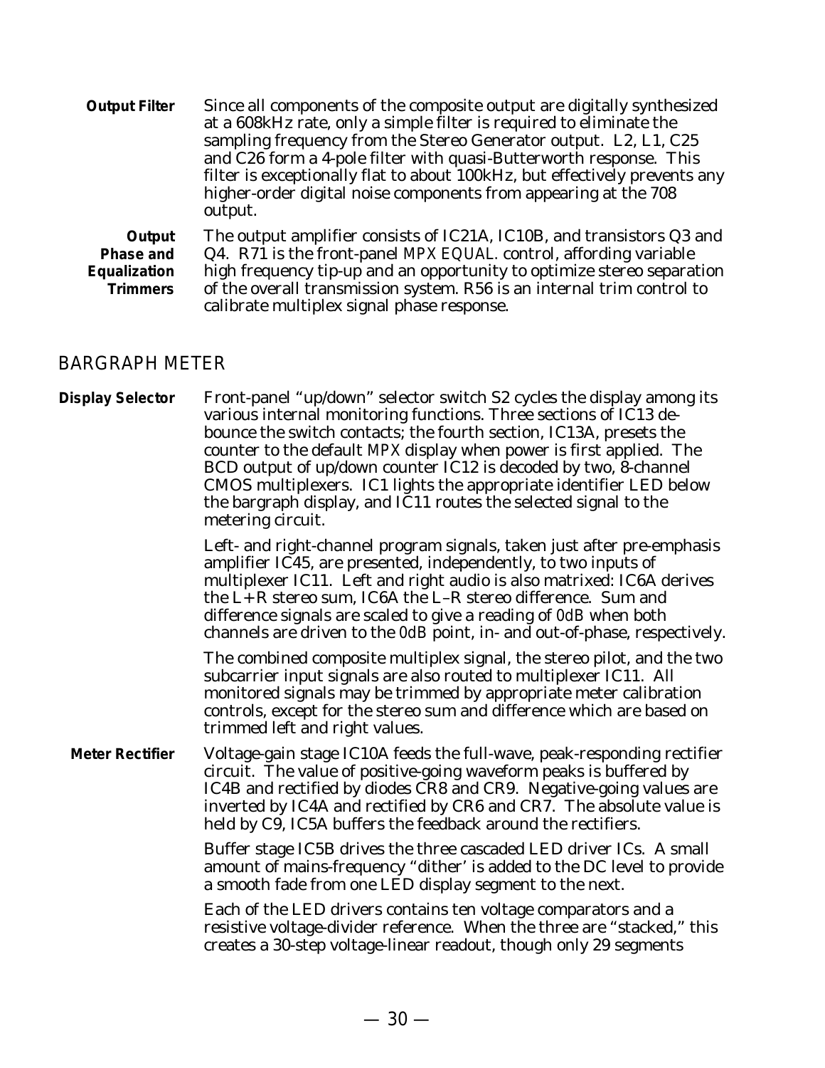**Output Filter** Since all components of the composite output are digitally synthesized at a 608kHz rate, only a simple filter is required to eliminate the sampling frequency from the Stereo Generator output. L2, L1, C25 and C26 form a 4-pole filter with quasi-Butterworth response. This filter is exceptionally flat to about 100kHz, but effectively prevents any higher-order digital noise components from appearing at the 708 output.

**Output Phase and Equalization Trimmers** The output amplifier consists of IC21A, IC10B, and transistors Q3 and Q4. R71 is the front-panel *MPX EQUAL.* control, affording variable high frequency tip-up and an opportunity to optimize stereo separation of the overall transmission system. R56 is an internal trim control to calibrate multiplex signal phase response.

## BARGRAPH METER

**Display Selector** Front-panel "up/down" selector switch S2 cycles the display among its various internal monitoring functions. Three sections of IC13 debounce the switch contacts; the fourth section, IC13A, presets the counter to the default *MPX* display when power is first applied. The BCD output of up/down counter IC12 is decoded by two, 8-channel CMOS multiplexers. IC1 lights the appropriate identifier LED below the bargraph display, and IC11 routes the selected signal to the metering circuit.

Left- and right-channel program signals, taken just after pre-emphasis amplifier IC45, are presented, independently, to two inputs of multiplexer IC11. Left and right audio is also matrixed: IC6A derives the L+R stereo sum, IC6A the L–R stereo difference. Sum and difference signals are scaled to give a reading of *0dB* when both channels are driven to the *0dB* point, in- and out-of-phase, respectively.

The combined composite multiplex signal, the stereo pilot, and the two subcarrier input signals are also routed to multiplexer IC11. All monitored signals may be trimmed by appropriate meter calibration controls, except for the stereo sum and difference which are based on trimmed left and right values.

**Meter Rectifier** Voltage-gain stage IC10A feeds the full-wave, peak-responding rectifier circuit. The value of positive-going waveform peaks is buffered by IC4B and rectified by diodes CR8 and CR9. Negative-going values are inverted by IC4A and rectified by CR6 and CR7. The absolute value is held by C9, IC5A buffers the feedback around the rectifiers.

Buffer stage IC5B drives the three cascaded LED driver ICs. A small amount of mains-frequency "dither' is added to the DC level to provide a smooth fade from one LED display segment to the next.

Each of the LED drivers contains ten voltage comparators and a resistive voltage-divider reference. When the three are "stacked," this creates a 30-step voltage-linear readout, though only 29 segments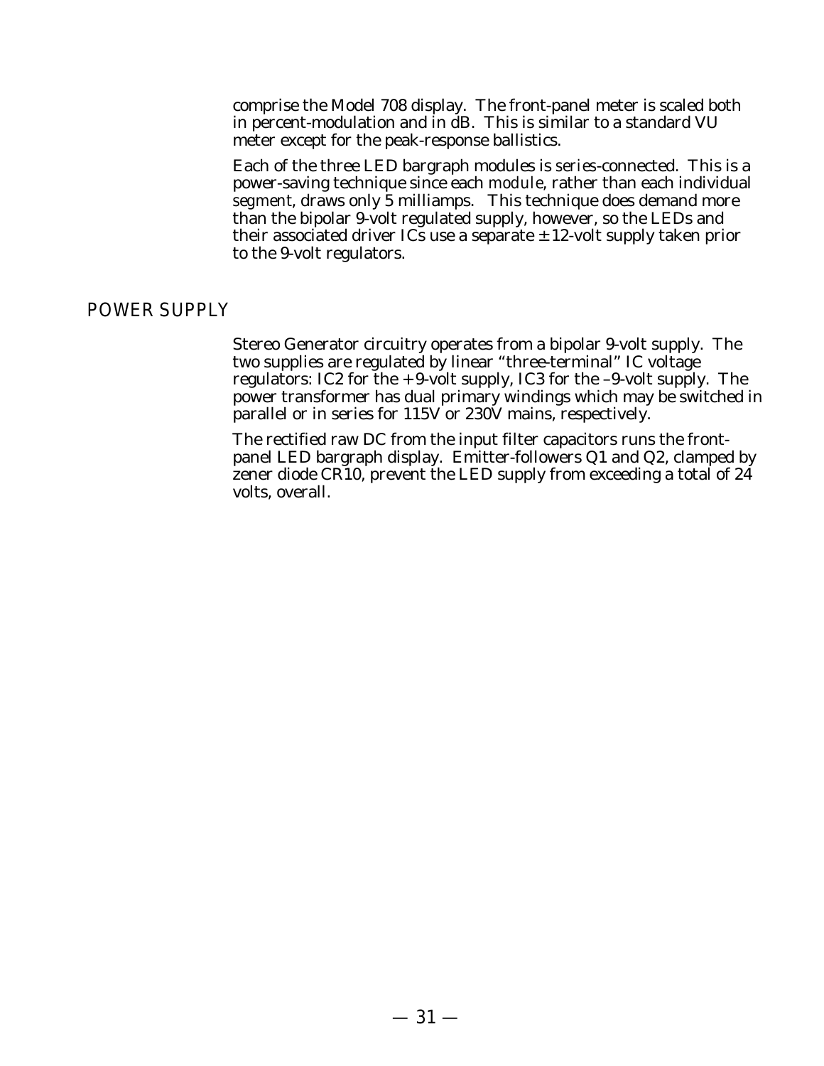comprise the Model 708 display. The front-panel meter is scaled both in percent-modulation and in dB. This is similar to a standard VU meter except for the peak-response ballistics.

Each of the three LED bargraph modules is *series*-connected. This is a power-saving technique since each *module*, rather than each individual *segment*, draws only 5 milliamps. This technique does demand more than the bipolar 9-volt regulated supply, however, so the LEDs and their associated driver ICs use a separate ±12-volt supply taken prior to the 9-volt regulators.

## POWER SUPPLY

Stereo Generator circuitry operates from a bipolar 9-volt supply. The two supplies are regulated by linear "three-terminal" IC voltage regulators: IC2 for the +9-volt supply, IC3 for the –9-volt supply. The power transformer has dual primary windings which may be switched in parallel or in series for 115V or 230V mains, respectively.

The rectified raw DC from the input filter capacitors runs the front-panel LED bargraph display. Emitter-followers Q1 and Q2, clamped by zener diode CR10, prevent the LED supply from exceeding a total of 24 volts, overall.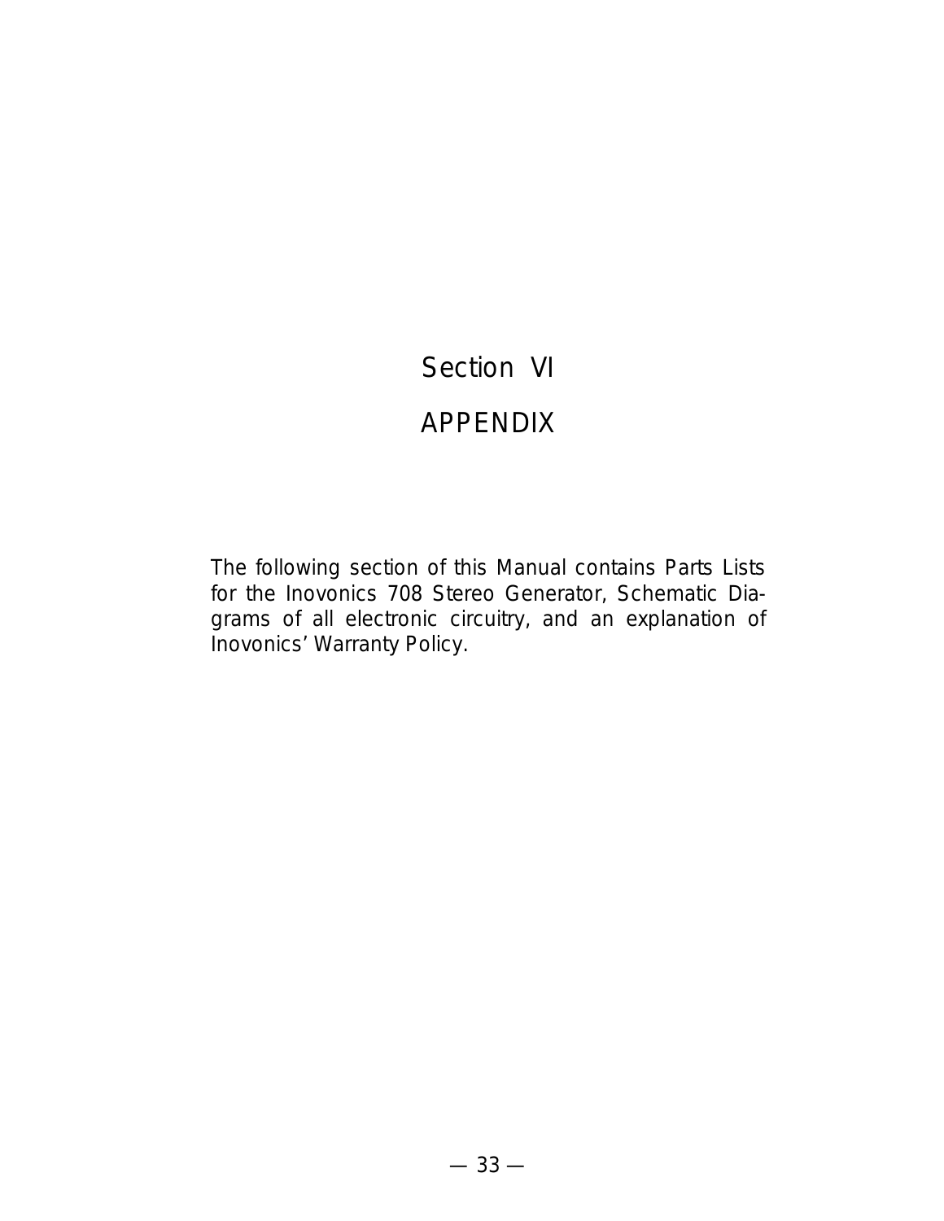# Section VI

# APPENDIX

The following section of this Manual contains Parts Lists for the Inovonics 708 Stereo Generator, Schematic Diagrams of all electronic circuitry, and an explanation of Inovonics' Warranty Policy.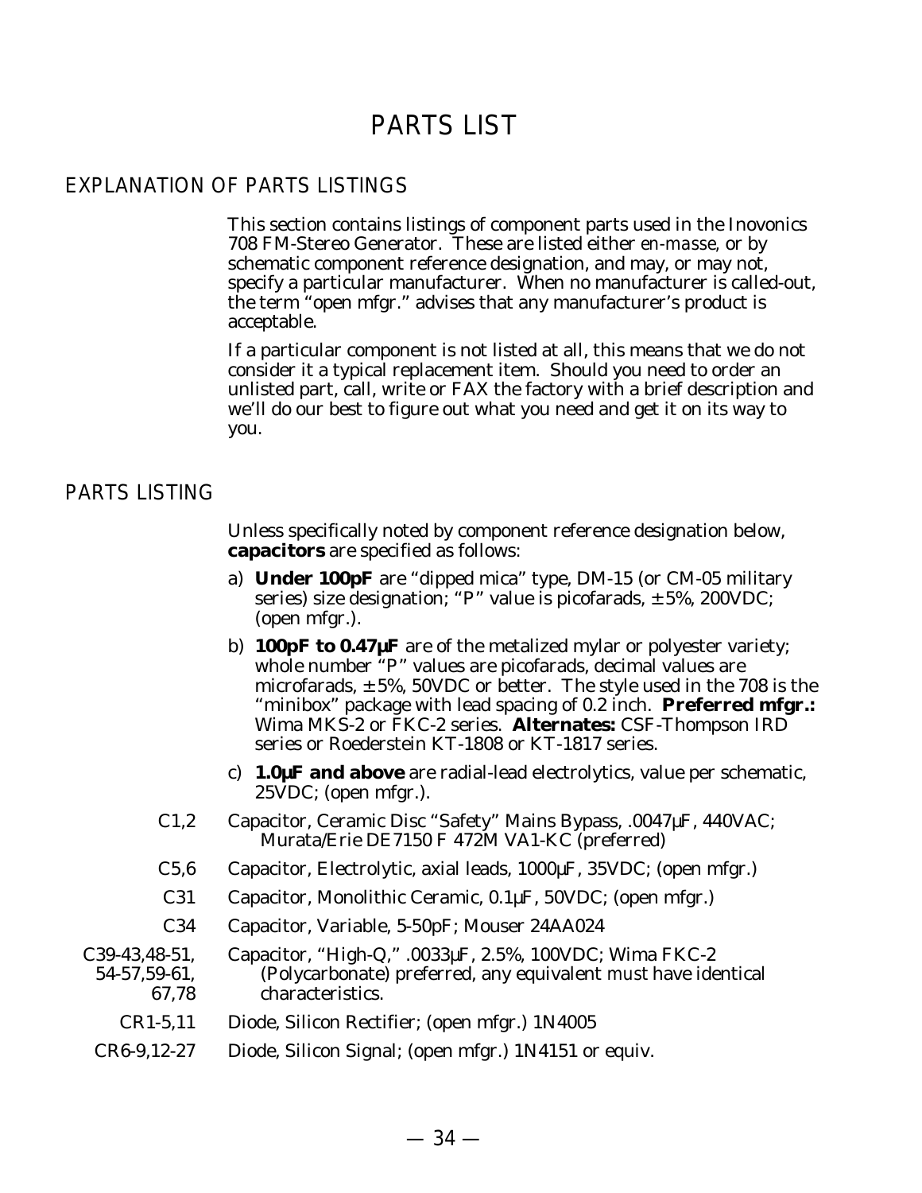# PARTS LIST

## EXPLANATION OF PARTS LISTINGS

This section contains listings of component parts used in the Inovonics 708 FM-Stereo Generator. These are listed either *en-masse*, or by schematic component reference designation, and may, or may not, specify a particular manufacturer. When no manufacturer is called-out, the term "open mfgr." advises that any manufacturer's product is acceptable.

If a particular component is not listed at all, this means that we do not consider it a typical replacement item. Should you need to order an unlisted part, call, write or FAX the factory with a brief description and we'll do our best to figure out what you need and get it on its way to you.

## PARTS LISTING

Unless specifically noted by component reference designation below, **capacitors** are specified as follows:

a) **Under 100pF** are "dipped mica" type, DM-15 (or CM-05 military series) size designation; "P" value is picofarads, ±5%, 200VDC; (open mfgr.).

b) **100pF to 0.47µF** are of the metalized mylar or polyester variety; whole number "P" values are picofarads, decimal values are microfarads, ±5%, 50VDC or better. The style used in the 708 is the "minibox" package with lead spacing of 0.2 inch. **Preferred mfgr.:** Wima MKS-2 or FKC-2 series. **Alternates:** CSF-Thompson IRD series or Roederstein KT-1808 or KT-1817 series.

c) **1.0µF and above** are radial-lead electrolytics, value per schematic, 25VDC; (open mfgr.).

| | |
|---|---|
| C1,2 | Capacitor, Ceramic Disc "Safety" Mains Bypass, .0047µF, 440VAC; Murata/Erie DE7150 F 472M VA1-KC (preferred) |
| C5,6 | Capacitor, Electrolytic, axial leads, 1000µF, 35VDC; (open mfgr.) |
| C31 | Capacitor, Monolithic Ceramic, 0.1µF, 50VDC; (open mfgr.) |
| C34 | Capacitor, Variable, 5-50pF; Mouser 24AA024 |
| C39-43,48-51, 54-57,59-61, 67,78 | Capacitor, "High-Q," .0033µF, 2.5%, 100VDC; Wima FKC-2 (Polycarbonate) preferred, any equivalent *must* have identical characteristics. |
| CR1-5,11 | Diode, Silicon Rectifier; (open mfgr.) 1N4005 |
| CR6-9,12-27 | Diode, Silicon Signal; (open mfgr.) 1N4151 or equiv. |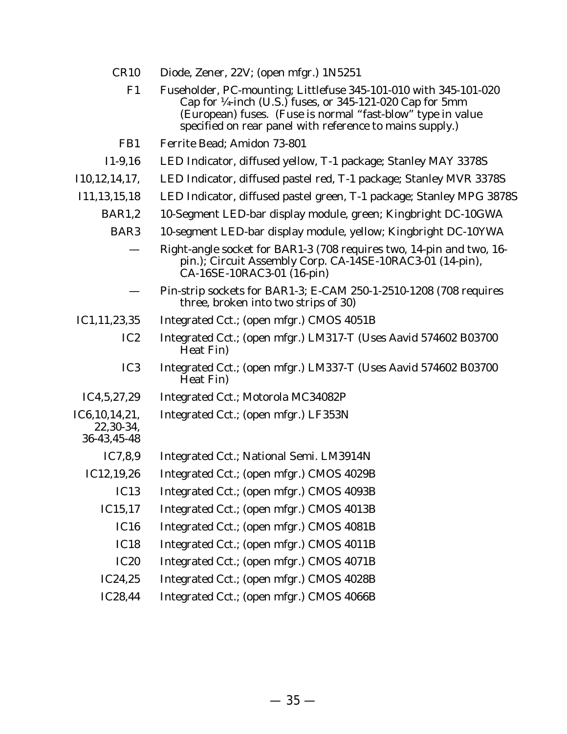| | |
|---|---|
| CR10 | Diode, Zener, 22V; (open mfgr.) 1N5251 |
| F1 | Fuseholder, PC-mounting; Littlefuse 345-101-010 with 345-101-020 Cap for ¼-inch (U.S.) fuses, or 345-121-020 Cap for 5mm (European) fuses. (Fuse is normal "fast-blow" type in value specified on rear panel with reference to mains supply.) |
| FB1 | Ferrite Bead; Amidon 73-801 |
| I1-9,16 | LED Indicator, diffused yellow, T-1 package; Stanley MAY 3378S |
| I10,12,14,17, | LED Indicator, diffused pastel red, T-1 package; Stanley MVR 3378S |
| I11,13,15,18 | LED Indicator, diffused pastel green, T-1 package; Stanley MPG 3878S |
| BAR1,2 | 10-Segment LED-bar display module, green; Kingbright DC-10GWA |
| BAR3 | 10-segment LED-bar display module, yellow; Kingbright DC-10YWA |
| — | Right-angle socket for BAR1-3 (708 requires two, 14-pin and two, 16-pin.); Circuit Assembly Corp. CA-14SE-10RAC3-01 (14-pin), CA-16SE-10RAC3-01 (16-pin) |
| — | Pin-strip sockets for BAR1-3; E-CAM 250-1-2510-1208 (708 requires three, broken into two strips of 30) |
| IC1,11,23,35 | Integrated Cct.; (open mfgr.) CMOS 4051B |
| IC2 | Integrated Cct.; (open mfgr.) LM317-T (Uses Aavid 574602 B03700 Heat Fin) |
| IC3 | Integrated Cct.; (open mfgr.) LM337-T (Uses Aavid 574602 B03700 Heat Fin) |
| IC4,5,27,29 | Integrated Cct.; Motorola MC34082P |
| IC6,10,14,21, 22,30-34, 36-43,45-48 | Integrated Cct.; (open mfgr.) LF353N |
| IC7,8,9 | Integrated Cct.; National Semi. LM3914N |
| IC12,19,26 | Integrated Cct.; (open mfgr.) CMOS 4029B |
| IC13 | Integrated Cct.; (open mfgr.) CMOS 4093B |
| IC15,17 | Integrated Cct.; (open mfgr.) CMOS 4013B |
| IC16 | Integrated Cct.; (open mfgr.) CMOS 4081B |
| IC18 | Integrated Cct.; (open mfgr.) CMOS 4011B |
| IC20 | Integrated Cct.; (open mfgr.) CMOS 4071B |
| IC24,25 | Integrated Cct.; (open mfgr.) CMOS 4028B |
| IC28,44 | Integrated Cct.; (open mfgr.) CMOS 4066B |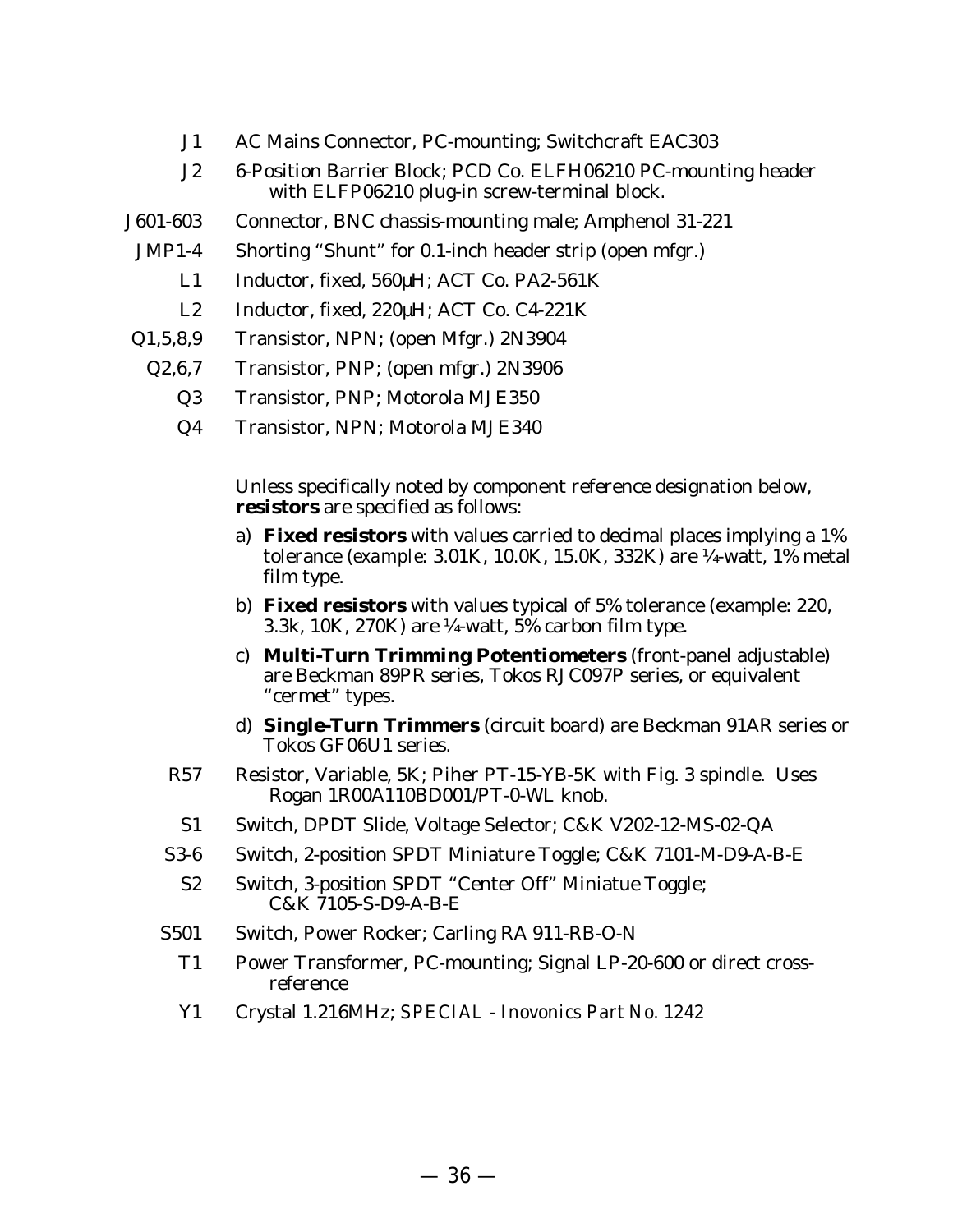| | |
|---|---|
| J1 | AC Mains Connector, PC-mounting; Switchcraft EAC303 |
| J2 | 6-Position Barrier Block; PCD Co. ELFH06210 PC-mounting header with ELFP06210 plug-in screw-terminal block. |
| J601-603 | Connector, BNC chassis-mounting male; Amphenol 31-221 |
| JMP1-4 | Shorting "Shunt" for 0.1-inch header strip (open mfgr.) |
| L1 | Inductor, fixed, 560µH; ACT Co. PA2-561K |
| L2 | Inductor, fixed, 220µH; ACT Co. C4-221K |
| Q1,5,8,9 | Transistor, NPN; (open Mfgr.) 2N3904 |
| Q2,6,7 | Transistor, PNP; (open mfgr.) 2N3906 |
| Q3 | Transistor, PNP; Motorola MJE350 |
| Q4 | Transistor, NPN; Motorola MJE340 |

Unless specifically noted by component reference designation below, **resistors** are specified as follows:

a) **Fixed resistors** with values carried to decimal places implying a 1% tolerance (*example*: 3.01K, 10.0K, 15.0K, 332K) are ¼-watt, 1% metal film type.

b) **Fixed resistors** with values typical of 5% tolerance (example: 220, 3.3k, 10K, 270K) are ¼-watt, 5% carbon film type.

c) **Multi-Turn Trimming Potentiometers** (front-panel adjustable) are Beckman 89PR series, Tokos RJC097P series, or equivalent "cermet" types.

d) **Single-Turn Trimmers** (circuit board) are Beckman 91AR series or Tokos GF06U1 series.

| | |
|---|---|
| R57 | Resistor, Variable, 5K; Piher PT-15-YB-5K with Fig. 3 spindle. Uses Rogan 1R00A110BD001/PT-0-WL knob. |
| S1 | Switch, DPDT Slide, Voltage Selector; C&K V202-12-MS-02-QA |
| S3-6 | Switch, 2-position SPDT Miniature Toggle; C&K 7101-M-D9-A-B-E |
| S2 | Switch, 3-position SPDT "Center Off" Miniatue Toggle; C&K 7105-S-D9-A-B-E |
| S501 | Switch, Power Rocker; Carling RA 911-RB-O-N |
| T1 | Power Transformer, PC-mounting; Signal LP-20-600 or direct cross-reference |
| Y1 | Crystal 1.216MHz; *SPECIAL - Inovonics Part No. 1242* |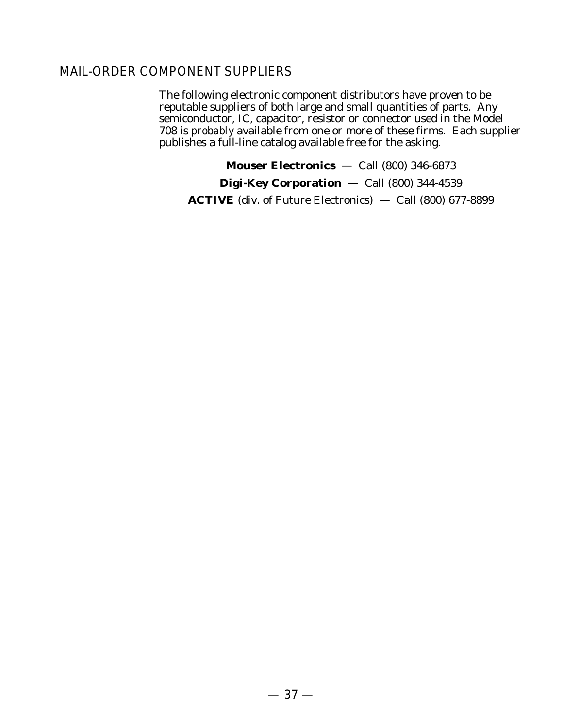## MAIL-ORDER COMPONENT SUPPLIERS

The following electronic component distributors have proven to be reputable suppliers of both large and small quantities of parts. Any semiconductor, IC, capacitor, resistor or connector used in the Model 708 is *probably* available from one or more of these firms. Each supplier publishes a full-line catalog available free for the asking.

**Mouser Electronics** — Call (800) 346-6873

**Digi-Key Corporation** — Call (800) 344-4539

**ACTIVE** (div. of Future Electronics) — Call (800) 677-8899